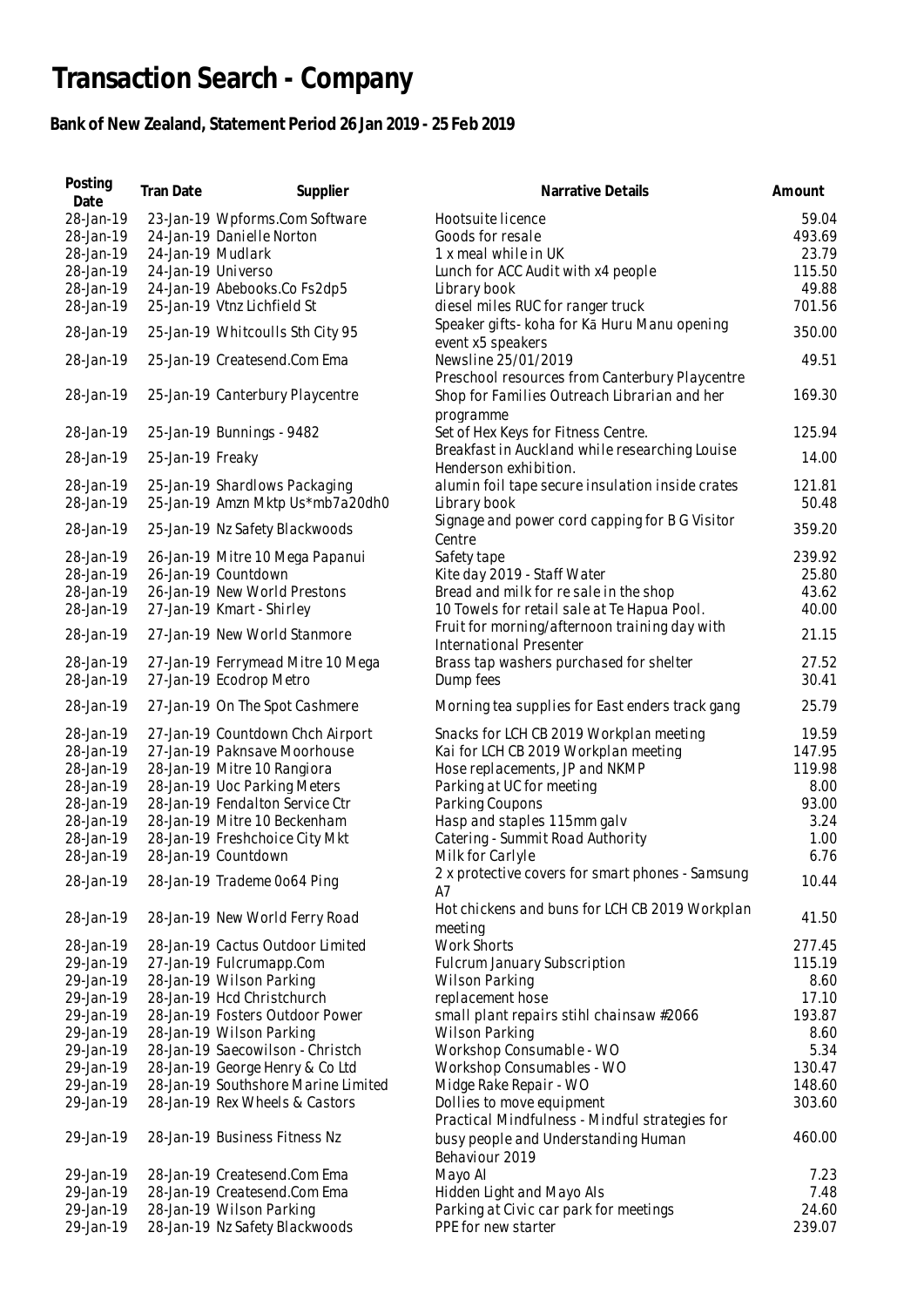# Transaction Search - Company

### Bank of New Zealand, Statement Period 26 Jan 2019 - 25 Feb 2019

| Posting Date | Tran Date | Supplier | Narrative Details | Amount |
|---|---|---|---|---|
| 28-Jan-19 | 23-Jan-19 | Wpforms.Com Software | Hootsuite licence | 59.04 |
| 28-Jan-19 | 24-Jan-19 | Danielle Norton | Goods for resale | 493.69 |
| 28-Jan-19 | 24-Jan-19 | Mudlark | 1 x meal while in UK | 23.79 |
| 28-Jan-19 | 24-Jan-19 | Universo | Lunch for ACC Audit with x4 people | 115.50 |
| 28-Jan-19 | 24-Jan-19 | Abebooks.Co Fs2dp5 | Library book | 49.88 |
| 28-Jan-19 | 25-Jan-19 | Vtnz Lichfield St | diesel miles RUC for ranger truck | 701.56 |
| 28-Jan-19 | 25-Jan-19 | Whitcoulls Sth City 95 | Speaker gifts- koha for Kā Huru Manu opening event x5 speakers | 350.00 |
| 28-Jan-19 | 25-Jan-19 | Createsend.Com Ema | Newsline 25/01/2019 | 49.51 |
| 28-Jan-19 | 25-Jan-19 | Canterbury Playcentre | Preschool resources from Canterbury Playcentre Shop for Families Outreach Librarian and her programme | 169.30 |
| 28-Jan-19 | 25-Jan-19 | Bunnings - 9482 | Set of Hex Keys for Fitness Centre. | 125.94 |
| 28-Jan-19 | 25-Jan-19 | Freaky | Breakfast in Auckland while researching Louise Henderson exhibition. | 14.00 |
| 28-Jan-19 | 25-Jan-19 | Shardlows Packaging | alumin foil tape secure insulation inside crates | 121.81 |
| 28-Jan-19 | 25-Jan-19 | Amzn Mktp Us*mb7a20dh0 | Library book | 50.48 |
| 28-Jan-19 | 25-Jan-19 | Nz Safety Blackwoods | Signage and power cord capping for B G Visitor Centre | 359.20 |
| 28-Jan-19 | 26-Jan-19 | Mitre 10 Mega Papanui | Safety tape | 239.92 |
| 28-Jan-19 | 26-Jan-19 | Countdown | Kite day 2019 - Staff Water | 25.80 |
| 28-Jan-19 | 26-Jan-19 | New World Prestons | Bread and milk for re sale in the shop | 43.62 |
| 28-Jan-19 | 27-Jan-19 | Kmart - Shirley | 10 Towels for retail sale at Te Hapua Pool. | 40.00 |
| 28-Jan-19 | 27-Jan-19 | New World Stanmore | Fruit for morning/afternoon training day with International Presenter | 21.15 |
| 28-Jan-19 | 27-Jan-19 | Ferrymead Mitre 10 Mega | Brass tap washers purchased for shelter | 27.52 |
| 28-Jan-19 | 27-Jan-19 | Ecodrop Metro | Dump fees | 30.41 |
| 28-Jan-19 | 27-Jan-19 | On The Spot Cashmere | Morning tea supplies for East enders track gang | 25.79 |
| 28-Jan-19 | 27-Jan-19 | Countdown Chch Airport | Snacks for LCH CB 2019 Workplan meeting | 19.59 |
| 28-Jan-19 | 27-Jan-19 | Paknsave Moorhouse | Kai for LCH CB 2019 Workplan meeting | 147.95 |
| 28-Jan-19 | 28-Jan-19 | Mitre 10 Rangiora | Hose replacements, JP and NKMP | 119.98 |
| 28-Jan-19 | 28-Jan-19 | Uoc Parking Meters | Parking at UC for meeting | 8.00 |
| 28-Jan-19 | 28-Jan-19 | Fendalton Service Ctr | Parking Coupons | 93.00 |
| 28-Jan-19 | 28-Jan-19 | Mitre 10 Beckenham | Hasp and staples 115mm galv | 3.24 |
| 28-Jan-19 | 28-Jan-19 | Freshchoice City Mkt | Catering - Summit Road Authority | 1.00 |
| 28-Jan-19 | 28-Jan-19 | Countdown | Milk for Carlyle | 6.76 |
| 28-Jan-19 | 28-Jan-19 | Trademe 0o64 Ping | 2 x protective covers for smart phones - Samsung A7 | 10.44 |
| 28-Jan-19 | 28-Jan-19 | New World Ferry Road | Hot chickens and buns for LCH CB 2019 Workplan meeting | 41.50 |
| 28-Jan-19 | 28-Jan-19 | Cactus Outdoor Limited | Work Shorts | 277.45 |
| 29-Jan-19 | 27-Jan-19 | Fulcrumapp.Com | Fulcrum January Subscription | 115.19 |
| 29-Jan-19 | 28-Jan-19 | Wilson Parking | Wilson Parking | 8.60 |
| 29-Jan-19 | 28-Jan-19 | Hcd Christchurch | replacement hose | 17.10 |
| 29-Jan-19 | 28-Jan-19 | Fosters Outdoor Power | small plant repairs stihl chainsaw #2066 | 193.87 |
| 29-Jan-19 | 28-Jan-19 | Wilson Parking | Wilson Parking | 8.60 |
| 29-Jan-19 | 28-Jan-19 | Saecowilson - Christch | Workshop Consumable - WO | 5.34 |
| 29-Jan-19 | 28-Jan-19 | George Henry & Co Ltd | Workshop Consumables - WO | 130.47 |
| 29-Jan-19 | 28-Jan-19 | Southshore Marine Limited | Midge Rake Repair - WO | 148.60 |
| 29-Jan-19 | 28-Jan-19 | Rex Wheels & Castors | Dollies to move equipment | 303.60 |
| 29-Jan-19 | 28-Jan-19 | Business Fitness Nz | Practical Mindfulness - Mindful strategies for busy people and Understanding Human Behaviour 2019 | 460.00 |
| 29-Jan-19 | 28-Jan-19 | Createsend.Com Ema | Mayo AI | 7.23 |
| 29-Jan-19 | 28-Jan-19 | Createsend.Com Ema | Hidden Light and Mayo AIs | 7.48 |
| 29-Jan-19 | 28-Jan-19 | Wilson Parking | Parking at Civic car park for meetings | 24.60 |
| 29-Jan-19 | 28-Jan-19 | Nz Safety Blackwoods | PPE for new starter | 239.07 |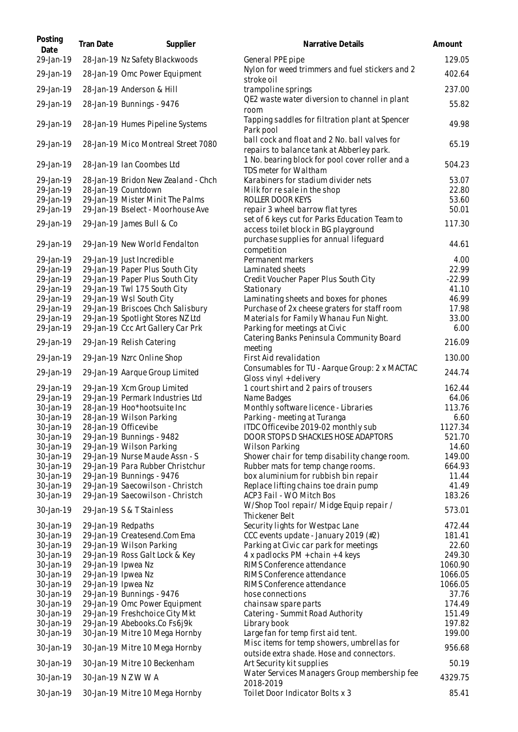| Posting Date | Tran Date | Supplier | Narrative Details | Amount |
|---|---|---|---|---|
| 29-Jan-19 | 28-Jan-19 | Nz Safety Blackwoods | General PPE pipe | 129.05 |
| 29-Jan-19 | 28-Jan-19 | Omc Power Equipment | Nylon for weed trimmers and fuel stickers and 2 stroke oil | 402.64 |
| 29-Jan-19 | 28-Jan-19 | Anderson & Hill | trampoline springs | 237.00 |
| 29-Jan-19 | 28-Jan-19 | Bunnings - 9476 | QE2 waste water diversion to channel in plant room | 55.82 |
| 29-Jan-19 | 28-Jan-19 | Humes Pipeline Systems | Tapping saddles for filtration plant at Spencer Park pool | 49.98 |
| 29-Jan-19 | 28-Jan-19 | Mico Montreal Street 7080 | ball cock and float and 2 No. ball valves for repairs to balance tank at Abberley park. | 65.19 |
| 29-Jan-19 | 28-Jan-19 | Ian Coombes Ltd | 1 No. bearing block for pool cover roller and a TDS meter for Waltham | 504.23 |
| 29-Jan-19 | 28-Jan-19 | Bridon New Zealand - Chch | Karabiners for stadium divider nets | 53.07 |
| 29-Jan-19 | 28-Jan-19 | Countdown | Milk for re sale in the shop | 22.80 |
| 29-Jan-19 | 29-Jan-19 | Mister Minit The Palms | ROLLER DOOR KEYS | 53.60 |
| 29-Jan-19 | 29-Jan-19 | Bselect - Moorhouse Ave | repair 3 wheel barrow flat tyres | 50.01 |
| 29-Jan-19 | 29-Jan-19 | James Bull & Co | set of 6 keys cut for Parks Education Team to access toilet block in BG playground | 117.30 |
| 29-Jan-19 | 29-Jan-19 | New World Fendalton | purchase supplies for annual lifeguard competition | 44.61 |
| 29-Jan-19 | 29-Jan-19 | Just Incredible | Permanent markers | 4.00 |
| 29-Jan-19 | 29-Jan-19 | Paper Plus South City | Laminated sheets | 22.99 |
| 29-Jan-19 | 29-Jan-19 | Paper Plus South City | Credit Voucher Paper Plus South City | -22.99 |
| 29-Jan-19 | 29-Jan-19 | Twl 175 South City | Stationary | 41.10 |
| 29-Jan-19 | 29-Jan-19 | Wsl South City | Laminating sheets and boxes for phones | 46.99 |
| 29-Jan-19 | 29-Jan-19 | Briscoes Chch Salisbury | Purchase of 2x cheese graters for staff room | 17.98 |
| 29-Jan-19 | 29-Jan-19 | Spotlight Stores NZ Ltd | Materials for Family Whanau Fun Night. | 33.00 |
| 29-Jan-19 | 29-Jan-19 | Ccc Art Gallery Car Prk | Parking for meetings at Civic | 6.00 |
| 29-Jan-19 | 29-Jan-19 | Relish Catering | Catering Banks Peninsula Community Board meeting | 216.09 |
| 29-Jan-19 | 29-Jan-19 | Nzrc Online Shop | First Aid revalidation | 130.00 |
| 29-Jan-19 | 29-Jan-19 | Aarque Group Limited | Consumables for TU - Aarque Group: 2 x MACTAC Gloss vinyl + delivery | 244.74 |
| 29-Jan-19 | 29-Jan-19 | Xcm Group Limited | 1 court shirt and 2 pairs of trousers | 162.44 |
| 29-Jan-19 | 29-Jan-19 | Permark Industries Ltd | Name Badges | 64.06 |
| 30-Jan-19 | 28-Jan-19 | Hoo*hootsuite Inc | Monthly software licence - Libraries | 113.76 |
| 30-Jan-19 | 28-Jan-19 | Wilson Parking | Parking - meeting at Turanga | 6.60 |
| 30-Jan-19 | 28-Jan-19 | Officevibe | ITDC Officevibe 2019-02 monthly sub | 1127.34 |
| 30-Jan-19 | 29-Jan-19 | Bunnings - 9482 | DOOR STOPS D SHACKLES HOSE ADAPTORS | 521.70 |
| 30-Jan-19 | 29-Jan-19 | Wilson Parking | Wilson Parking | 14.60 |
| 30-Jan-19 | 29-Jan-19 | Nurse Maude Assn - S | Shower chair for temp disability change room. | 149.00 |
| 30-Jan-19 | 29-Jan-19 | Para Rubber Christchur | Rubber mats for temp change rooms. | 664.93 |
| 30-Jan-19 | 29-Jan-19 | Bunnings - 9476 | box aluminium for rubbish bin repair | 11.44 |
| 30-Jan-19 | 29-Jan-19 | Saecowilson - Christch | Replace lifting chains toe drain pump | 41.49 |
| 30-Jan-19 | 29-Jan-19 | Saecowilson - Christch | ACP3 Fail - WO Mitch Bos | 183.26 |
| 30-Jan-19 | 29-Jan-19 | S & T Stainless | W/Shop Tool repair/ Midge Equip repair / Thickener Belt | 573.01 |
| 30-Jan-19 | 29-Jan-19 | Redpaths | Security lights for Westpac Lane | 472.44 |
| 30-Jan-19 | 29-Jan-19 | Createsend.Com Ema | CCC events update - January 2019 (#2) | 181.41 |
| 30-Jan-19 | 29-Jan-19 | Wilson Parking | Parking at Civic car park for meetings | 22.60 |
| 30-Jan-19 | 29-Jan-19 | Ross Galt Lock & Key | 4 x padlocks PM + chain + 4 keys | 249.30 |
| 30-Jan-19 | 29-Jan-19 | Ipwea Nz | RIMS Conference attendance | 1060.90 |
| 30-Jan-19 | 29-Jan-19 | Ipwea Nz | RIMS Conference attendance | 1066.05 |
| 30-Jan-19 | 29-Jan-19 | Ipwea Nz | RIMS Conference attendance | 1066.05 |
| 30-Jan-19 | 29-Jan-19 | Bunnings - 9476 | hose connections | 37.76 |
| 30-Jan-19 | 29-Jan-19 | Omc Power Equipment | chainsaw spare parts | 174.49 |
| 30-Jan-19 | 29-Jan-19 | Freshchoice City Mkt | Catering - Summit Road Authority | 151.49 |
| 30-Jan-19 | 29-Jan-19 | Abebooks.Co Fs6j9k | Library book | 197.82 |
| 30-Jan-19 | 30-Jan-19 | Mitre 10 Mega Hornby | Large fan for temp first aid tent. | 199.00 |
| 30-Jan-19 | 30-Jan-19 | Mitre 10 Mega Hornby | Misc items for temp showers, umbrellas for outside extra shade. Hose and connectors. | 956.68 |
| 30-Jan-19 | 30-Jan-19 | Mitre 10 Beckenham | Art Security kit supplies | 50.19 |
| 30-Jan-19 | 30-Jan-19 | N Z W W A | Water Services Managers Group membership fee 2018-2019 | 4329.75 |
| 30-Jan-19 | 30-Jan-19 | Mitre 10 Mega Hornby | Toilet Door Indicator Bolts x 3 | 85.41 |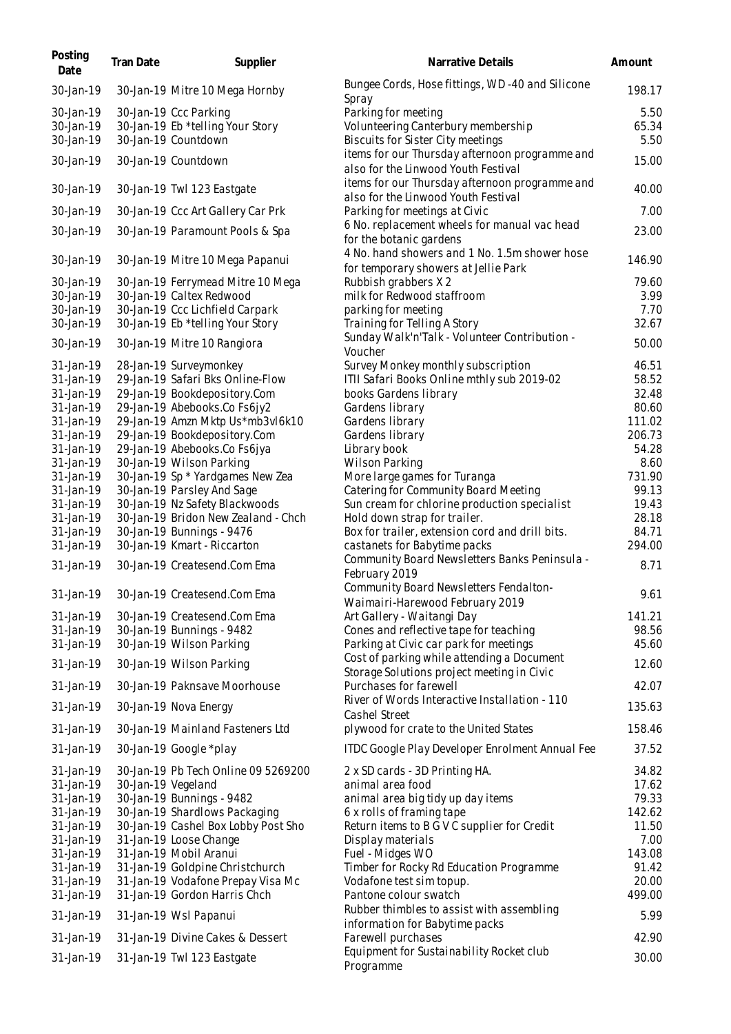| Posting Date | Tran Date | Supplier | Narrative Details | Amount |
| --- | --- | --- | --- | --- |
| 30-Jan-19 | 30-Jan-19 | Mitre 10 Mega Hornby | Bungee Cords, Hose fittings, WD -40 and Silicone Spray | 198.17 |
| 30-Jan-19 | 30-Jan-19 | Ccc Parking | Parking for meeting | 5.50 |
| 30-Jan-19 | 30-Jan-19 | Eb *telling Your Story | Volunteering Canterbury membership | 65.34 |
| 30-Jan-19 | 30-Jan-19 | Countdown | Biscuits for Sister City meetings | 5.50 |
| 30-Jan-19 | 30-Jan-19 | Countdown | items for our Thursday afternoon programme and also for the Linwood Youth Festival | 15.00 |
| 30-Jan-19 | 30-Jan-19 | Twl 123 Eastgate | items for our Thursday afternoon programme and also for the Linwood Youth Festival | 40.00 |
| 30-Jan-19 | 30-Jan-19 | Ccc Art Gallery Car Prk | Parking for meetings at Civic | 7.00 |
| 30-Jan-19 | 30-Jan-19 | Paramount Pools & Spa | 6 No. replacement wheels for manual vac head for the botanic gardens | 23.00 |
| 30-Jan-19 | 30-Jan-19 | Mitre 10 Mega Papanui | 4 No. hand showers and 1 No. 1.5m shower hose for temporary showers at Jellie Park | 146.90 |
| 30-Jan-19 | 30-Jan-19 | Ferrymead Mitre 10 Mega | Rubbish grabbers X 2 | 79.60 |
| 30-Jan-19 | 30-Jan-19 | Caltex Redwood | milk for Redwood staffroom | 3.99 |
| 30-Jan-19 | 30-Jan-19 | Ccc Lichfield Carpark | parking for meeting | 7.70 |
| 30-Jan-19 | 30-Jan-19 | Eb *telling Your Story | Training for Telling A Story | 32.67 |
| 30-Jan-19 | 30-Jan-19 | Mitre 10 Rangiora | Sunday Walk'n'Talk - Volunteer Contribution - Voucher | 50.00 |
| 31-Jan-19 | 28-Jan-19 | Surveymonkey | Survey Monkey monthly subscription | 46.51 |
| 31-Jan-19 | 29-Jan-19 | Safari Bks Online-Flow | ITII Safari Books Online mthly sub 2019-02 | 58.52 |
| 31-Jan-19 | 29-Jan-19 | Bookdepository.Com | books Gardens library | 32.48 |
| 31-Jan-19 | 29-Jan-19 | Abebooks.Co Fs6jy2 | Gardens library | 80.60 |
| 31-Jan-19 | 29-Jan-19 | Amzn Mktp Us*mb3vl6k10 | Gardens library | 111.02 |
| 31-Jan-19 | 29-Jan-19 | Bookdepository.Com | Gardens library | 206.73 |
| 31-Jan-19 | 29-Jan-19 | Abebooks.Co Fs6jya | Library book | 54.28 |
| 31-Jan-19 | 30-Jan-19 | Wilson Parking | Wilson Parking | 8.60 |
| 31-Jan-19 | 30-Jan-19 | Sp * Yardgames New Zea | More large games for Turanga | 731.90 |
| 31-Jan-19 | 30-Jan-19 | Parsley And Sage | Catering for Community Board Meeting | 99.13 |
| 31-Jan-19 | 30-Jan-19 | Nz Safety Blackwoods | Sun cream for chlorine production specialist | 19.43 |
| 31-Jan-19 | 30-Jan-19 | Bridon New Zealand - Chch | Hold down strap for trailer. | 28.18 |
| 31-Jan-19 | 30-Jan-19 | Bunnings - 9476 | Box for trailer, extension cord and drill bits. | 84.71 |
| 31-Jan-19 | 30-Jan-19 | Kmart - Riccarton | castanets for Babytime packs | 294.00 |
| 31-Jan-19 | 30-Jan-19 | Createsend.Com Ema | Community Board Newsletters Banks Peninsula - February 2019 | 8.71 |
| 31-Jan-19 | 30-Jan-19 | Createsend.Com Ema | Community Board Newsletters Fendalton-Waimairi-Harewood February 2019 | 9.61 |
| 31-Jan-19 | 30-Jan-19 | Createsend.Com Ema | Art Gallery - Waitangi Day | 141.21 |
| 31-Jan-19 | 30-Jan-19 | Bunnings - 9482 | Cones and reflective tape for teaching | 98.56 |
| 31-Jan-19 | 30-Jan-19 | Wilson Parking | Parking at Civic car park for meetings | 45.60 |
| 31-Jan-19 | 30-Jan-19 | Wilson Parking | Cost of parking while attending a Document Storage Solutions project meeting in Civic | 12.60 |
| 31-Jan-19 | 30-Jan-19 | Paknsave Moorhouse | Purchases for farewell | 42.07 |
| 31-Jan-19 | 30-Jan-19 | Nova Energy | River of Words Interactive Installation - 110 Cashel Street | 135.63 |
| 31-Jan-19 | 30-Jan-19 | Mainland Fasteners Ltd | plywood for crate to the United States | 158.46 |
| 31-Jan-19 | 30-Jan-19 | Google *play | ITDC Google Play Developer Enrolment Annual Fee | 37.52 |
| 31-Jan-19 | 30-Jan-19 | Pb Tech Online 09 5269200 | 2 x SD cards - 3D Printing HA. | 34.82 |
| 31-Jan-19 | 30-Jan-19 | Vegeland | animal area food | 17.62 |
| 31-Jan-19 | 30-Jan-19 | Bunnings - 9482 | animal area big tidy up day items | 79.33 |
| 31-Jan-19 | 30-Jan-19 | Shardlows Packaging | 6 x rolls of framing tape | 142.62 |
| 31-Jan-19 | 30-Jan-19 | Cashel Box Lobby Post Sho | Return items to B G V C supplier for Credit | 11.50 |
| 31-Jan-19 | 31-Jan-19 | Loose Change | Display materials | 7.00 |
| 31-Jan-19 | 31-Jan-19 | Mobil Aranui | Fuel - Midges WO | 143.08 |
| 31-Jan-19 | 31-Jan-19 | Goldpine Christchurch | Timber for Rocky Rd Education Programme | 91.42 |
| 31-Jan-19 | 31-Jan-19 | Vodafone Prepay Visa Mc | Vodafone test sim topup. | 20.00 |
| 31-Jan-19 | 31-Jan-19 | Gordon Harris Chch | Pantone colour swatch | 499.00 |
| 31-Jan-19 | 31-Jan-19 | Wsl Papanui | Rubber thimbles to assist with assembling information for Babytime packs | 5.99 |
| 31-Jan-19 | 31-Jan-19 | Divine Cakes & Dessert | Farewell purchases | 42.90 |
| 31-Jan-19 | 31-Jan-19 | Twl 123 Eastgate | Equipment for Sustainability Rocket club Programme | 30.00 |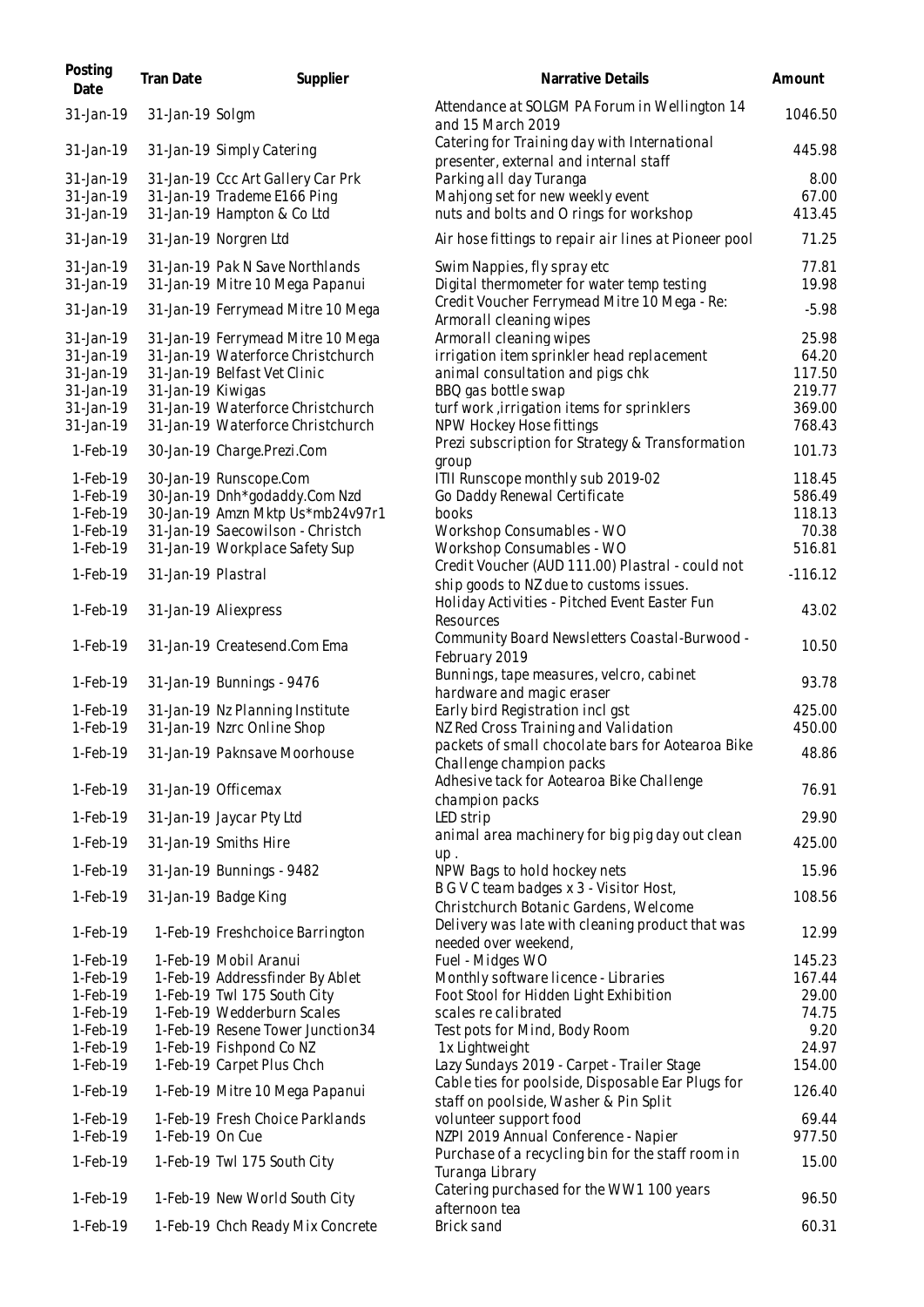| Posting Date | Tran Date | Supplier | Narrative Details | Amount |
| --- | --- | --- | --- | --- |
| 31-Jan-19 | 31-Jan-19 | Solgm | Attendance at SOLGM PA Forum in Wellington 14 and 15 March 2019 | 1046.50 |
| 31-Jan-19 | 31-Jan-19 | Simply Catering | Catering for Training day with International presenter, external and internal staff | 445.98 |
| 31-Jan-19 | 31-Jan-19 | Ccc Art Gallery Car Prk | Parking all day Turanga | 8.00 |
| 31-Jan-19 | 31-Jan-19 | Trademe E166 Ping | Mahjong set for new weekly event | 67.00 |
| 31-Jan-19 | 31-Jan-19 | Hampton & Co Ltd | nuts and bolts and O rings for workshop | 413.45 |
| 31-Jan-19 | 31-Jan-19 | Norgren Ltd | Air hose fittings to repair air lines at Pioneer pool | 71.25 |
| 31-Jan-19 | 31-Jan-19 | Pak N Save Northlands | Swim Nappies, fly spray etc | 77.81 |
| 31-Jan-19 | 31-Jan-19 | Mitre 10 Mega Papanui | Digital thermometer for water temp testing | 19.98 |
| 31-Jan-19 | 31-Jan-19 | Ferrymead Mitre 10 Mega | Credit Voucher Ferrymead Mitre 10 Mega - Re: Armorall cleaning wipes | -5.98 |
| 31-Jan-19 | 31-Jan-19 | Ferrymead Mitre 10 Mega | Armorall cleaning wipes | 25.98 |
| 31-Jan-19 | 31-Jan-19 | Waterforce Christchurch | irrigation item sprinkler head replacement | 64.20 |
| 31-Jan-19 | 31-Jan-19 | Belfast Vet Clinic | animal consultation and pigs chk | 117.50 |
| 31-Jan-19 | 31-Jan-19 | Kiwigas | BBQ gas bottle swap | 219.77 |
| 31-Jan-19 | 31-Jan-19 | Waterforce Christchurch | turf work ,irrigation items for sprinklers | 369.00 |
| 31-Jan-19 | 31-Jan-19 | Waterforce Christchurch | NPW Hockey Hose fittings | 768.43 |
| 1-Feb-19 | 30-Jan-19 | Charge.Prezi.Com | Prezi subscription for Strategy & Transformation group | 101.73 |
| 1-Feb-19 | 30-Jan-19 | Runscope.Com | ITII Runscope monthly sub 2019-02 | 118.45 |
| 1-Feb-19 | 30-Jan-19 | Dnh*godaddy.Com Nzd | Go Daddy Renewal Certificate | 586.49 |
| 1-Feb-19 | 30-Jan-19 | Amzn Mktp Us*mb24v97r1 | books | 118.13 |
| 1-Feb-19 | 31-Jan-19 | Saecowilson - Christch | Workshop Consumables - WO | 70.38 |
| 1-Feb-19 | 31-Jan-19 | Workplace Safety Sup | Workshop Consumables - WO | 516.81 |
| 1-Feb-19 | 31-Jan-19 | Plastral | Credit Voucher (AUD 111.00) Plastral - could not ship goods to NZ due to customs issues. | -116.12 |
| 1-Feb-19 | 31-Jan-19 | Aliexpress | Holiday Activities - Pitched Event Easter Fun Resources | 43.02 |
| 1-Feb-19 | 31-Jan-19 | Createsend.Com Ema | Community Board Newsletters Coastal-Burwood - February 2019 | 10.50 |
| 1-Feb-19 | 31-Jan-19 | Bunnings - 9476 | Bunnings, tape measures, velcro, cabinet hardware and magic eraser | 93.78 |
| 1-Feb-19 | 31-Jan-19 | Nz Planning Institute | Early bird Registration incl gst | 425.00 |
| 1-Feb-19 | 31-Jan-19 | Nzrc Online Shop | NZ Red Cross Training and Validation | 450.00 |
| 1-Feb-19 | 31-Jan-19 | Paknsave Moorhouse | packets of small chocolate bars for Aotearoa Bike Challenge champion packs | 48.86 |
| 1-Feb-19 | 31-Jan-19 | Officemax | Adhesive tack for Aotearoa Bike Challenge champion packs | 76.91 |
| 1-Feb-19 | 31-Jan-19 | Jaycar Pty Ltd | LED strip | 29.90 |
| 1-Feb-19 | 31-Jan-19 | Smiths Hire | animal area machinery for big pig day out clean up . | 425.00 |
| 1-Feb-19 | 31-Jan-19 | Bunnings - 9482 | NPW Bags to hold hockey nets | 15.96 |
| 1-Feb-19 | 31-Jan-19 | Badge King | B G V C team badges x 3 - Visitor Host, Christchurch Botanic Gardens, Welcome | 108.56 |
| 1-Feb-19 | 1-Feb-19 | Freshchoice Barrington | Delivery was late with cleaning product that was needed over weekend, | 12.99 |
| 1-Feb-19 | 1-Feb-19 | Mobil Aranui | Fuel - Midges WO | 145.23 |
| 1-Feb-19 | 1-Feb-19 | Addressfinder By Ablet | Monthly software licence - Libraries | 167.44 |
| 1-Feb-19 | 1-Feb-19 | Twl 175 South City | Foot Stool for Hidden Light Exhibition | 29.00 |
| 1-Feb-19 | 1-Feb-19 | Wedderburn Scales | scales re calibrated | 74.75 |
| 1-Feb-19 | 1-Feb-19 | Resene Tower Junction34 | Test pots for Mind, Body Room | 9.20 |
| 1-Feb-19 | 1-Feb-19 | Fishpond Co NZ | 1x Lightweight | 24.97 |
| 1-Feb-19 | 1-Feb-19 | Carpet Plus Chch | Lazy Sundays 2019 - Carpet - Trailer Stage | 154.00 |
| 1-Feb-19 | 1-Feb-19 | Mitre 10 Mega Papanui | Cable ties for poolside, Disposable Ear Plugs for staff on poolside, Washer & Pin Split | 126.40 |
| 1-Feb-19 | 1-Feb-19 | Fresh Choice Parklands | volunteer support food | 69.44 |
| 1-Feb-19 | 1-Feb-19 | On Cue | NZPI 2019 Annual Conference - Napier | 977.50 |
| 1-Feb-19 | 1-Feb-19 | Twl 175 South City | Purchase of a recycling bin for the staff room in Turanga Library | 15.00 |
| 1-Feb-19 | 1-Feb-19 | New World South City | Catering purchased for the WW1 100 years afternoon tea | 96.50 |
| 1-Feb-19 | 1-Feb-19 | Chch Ready Mix Concrete | Brick sand | 60.31 |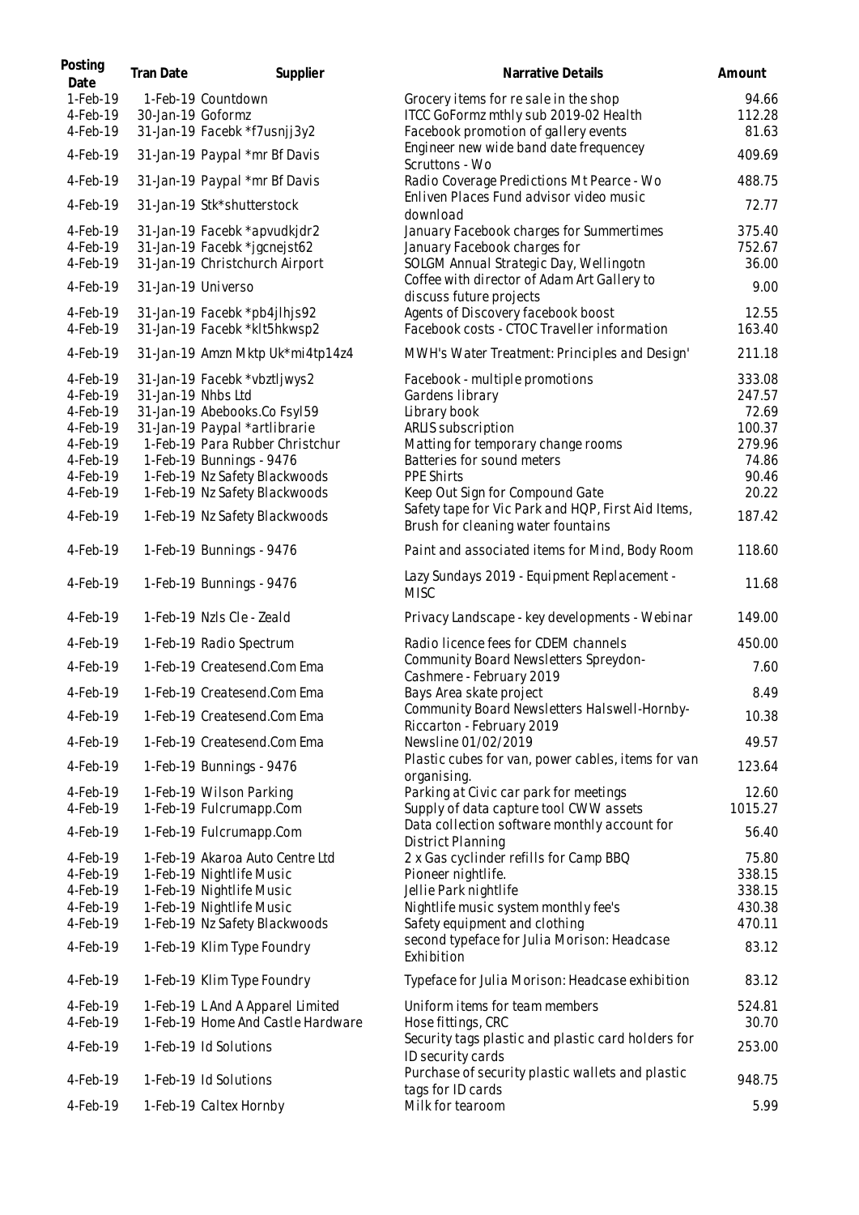| Posting Date | Tran Date | Supplier | Narrative Details | Amount |
| --- | --- | --- | --- | --- |
| 1-Feb-19 | 1-Feb-19 | Countdown | Grocery items for re sale in the shop | 94.66 |
| 4-Feb-19 | 30-Jan-19 | Goformz | ITCC GoFormz mthly sub 2019-02 Health | 112.28 |
| 4-Feb-19 | 31-Jan-19 | Facebk *f7usnjj3y2 | Facebook promotion of gallery events | 81.63 |
| 4-Feb-19 | 31-Jan-19 | Paypal *mr Bf Davis | Engineer new wide band date frequencey Scruttons - Wo | 409.69 |
| 4-Feb-19 | 31-Jan-19 | Paypal *mr Bf Davis | Radio Coverage Predictions Mt Pearce - Wo | 488.75 |
| 4-Feb-19 | 31-Jan-19 | Stk*shutterstock | Enliven Places Fund advisor video music download | 72.77 |
| 4-Feb-19 | 31-Jan-19 | Facebk *apvudkjdr2 | January Facebook charges for Summertimes | 375.40 |
| 4-Feb-19 | 31-Jan-19 | Facebk *jgcnejst62 | January Facebook charges for | 752.67 |
| 4-Feb-19 | 31-Jan-19 | Christchurch Airport | SOLGM Annual Strategic Day, Wellingotn | 36.00 |
| 4-Feb-19 | 31-Jan-19 | Universo | Coffee with director of Adam Art Gallery to discuss future projects | 9.00 |
| 4-Feb-19 | 31-Jan-19 | Facebk *pb4jlhjs92 | Agents of Discovery facebook boost | 12.55 |
| 4-Feb-19 | 31-Jan-19 | Facebk *klt5hkwsp2 | Facebook costs - CTOC Traveller information | 163.40 |
| 4-Feb-19 | 31-Jan-19 | Amzn Mktp Uk*mi4tp14z4 | MWH's Water Treatment: Principles and Design' | 211.18 |
| 4-Feb-19 | 31-Jan-19 | Facebk *vbztljwys2 | Facebook - multiple promotions | 333.08 |
| 4-Feb-19 | 31-Jan-19 | Nhbs Ltd | Gardens library | 247.57 |
| 4-Feb-19 | 31-Jan-19 | Abebooks.Co Fsyl59 | Library book | 72.69 |
| 4-Feb-19 | 31-Jan-19 | Paypal *artlibrarie | ARLIS subscription | 100.37 |
| 4-Feb-19 | 1-Feb-19 | Para Rubber Christchur | Matting for temporary change rooms | 279.96 |
| 4-Feb-19 | 1-Feb-19 | Bunnings - 9476 | Batteries for sound meters | 74.86 |
| 4-Feb-19 | 1-Feb-19 | Nz Safety Blackwoods | PPE Shirts | 90.46 |
| 4-Feb-19 | 1-Feb-19 | Nz Safety Blackwoods | Keep Out Sign for Compound Gate | 20.22 |
| 4-Feb-19 | 1-Feb-19 | Nz Safety Blackwoods | Safety tape for Vic Park and HQP, First Aid Items, Brush for cleaning water fountains | 187.42 |
| 4-Feb-19 | 1-Feb-19 | Bunnings - 9476 | Paint and associated items for Mind, Body Room | 118.60 |
| 4-Feb-19 | 1-Feb-19 | Bunnings - 9476 | Lazy Sundays 2019 - Equipment Replacement - MISC | 11.68 |
| 4-Feb-19 | 1-Feb-19 | Nzls Cle - Zeald | Privacy Landscape - key developments - Webinar | 149.00 |
| 4-Feb-19 | 1-Feb-19 | Radio Spectrum | Radio licence fees for CDEM channels | 450.00 |
| 4-Feb-19 | 1-Feb-19 | Createsend.Com Ema | Community Board Newsletters Spreydon-Cashmere - February 2019 | 7.60 |
| 4-Feb-19 | 1-Feb-19 | Createsend.Com Ema | Bays Area skate project | 8.49 |
| 4-Feb-19 | 1-Feb-19 | Createsend.Com Ema | Community Board Newsletters Halswell-Hornby-Riccarton - February 2019 | 10.38 |
| 4-Feb-19 | 1-Feb-19 | Createsend.Com Ema | Newsline 01/02/2019 | 49.57 |
| 4-Feb-19 | 1-Feb-19 | Bunnings - 9476 | Plastic cubes for van, power cables, items for van organising. | 123.64 |
| 4-Feb-19 | 1-Feb-19 | Wilson Parking | Parking at Civic car park for meetings | 12.60 |
| 4-Feb-19 | 1-Feb-19 | Fulcrumapp.Com | Supply of data capture tool CWW assets | 1015.27 |
| 4-Feb-19 | 1-Feb-19 | Fulcrumapp.Com | Data collection software monthly account for District Planning | 56.40 |
| 4-Feb-19 | 1-Feb-19 | Akaroa Auto Centre Ltd | 2 x Gas cyclinder refills for Camp BBQ | 75.80 |
| 4-Feb-19 | 1-Feb-19 | Nightlife Music | Pioneer nightlife. | 338.15 |
| 4-Feb-19 | 1-Feb-19 | Nightlife Music | Jellie Park nightlife | 338.15 |
| 4-Feb-19 | 1-Feb-19 | Nightlife Music | Nightlife music system monthly fee's | 430.38 |
| 4-Feb-19 | 1-Feb-19 | Nz Safety Blackwoods | Safety equipment and clothing | 470.11 |
| 4-Feb-19 | 1-Feb-19 | Klim Type Foundry | second typeface for Julia Morison: Headcase Exhibition | 83.12 |
| 4-Feb-19 | 1-Feb-19 | Klim Type Foundry | Typeface for Julia Morison: Headcase exhibition | 83.12 |
| 4-Feb-19 | 1-Feb-19 | L And A Apparel Limited | Uniform items for team members | 524.81 |
| 4-Feb-19 | 1-Feb-19 | Home And Castle Hardware | Hose fittings, CRC | 30.70 |
| 4-Feb-19 | 1-Feb-19 | Id Solutions | Security tags plastic and plastic card holders for ID security cards | 253.00 |
| 4-Feb-19 | 1-Feb-19 | Id Solutions | Purchase of security plastic wallets and plastic tags for ID cards | 948.75 |
| 4-Feb-19 | 1-Feb-19 | Caltex Hornby | Milk for tearoom | 5.99 |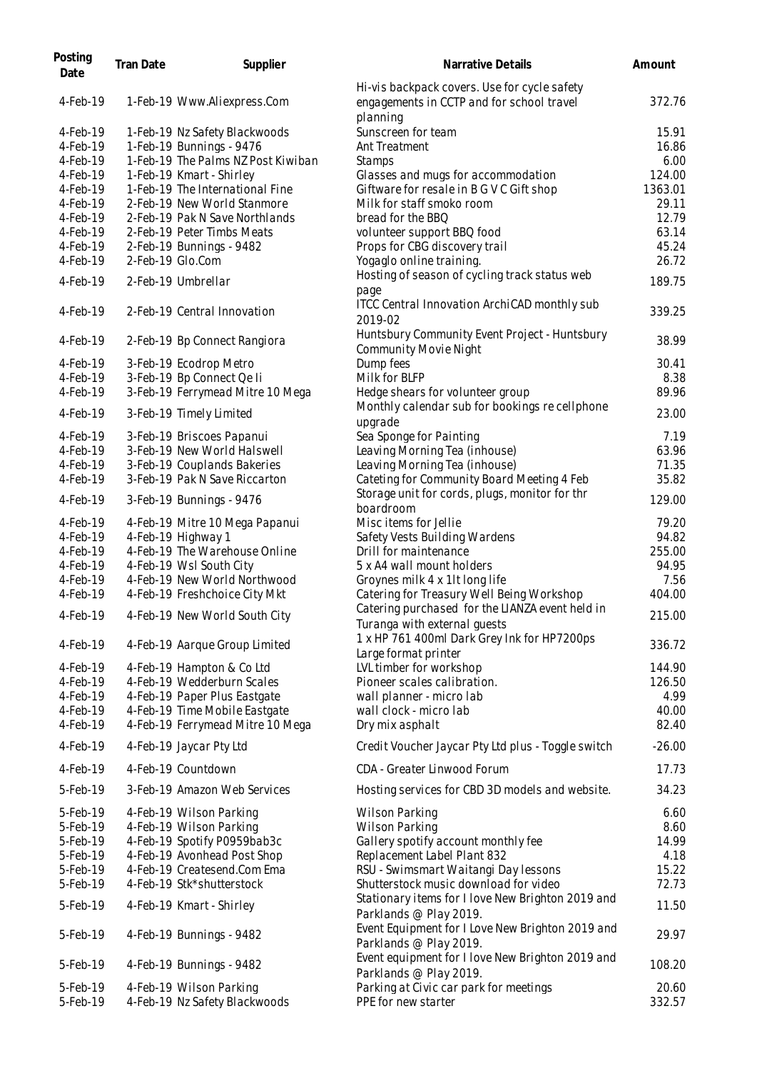| Posting Date | Tran Date | Supplier | Narrative Details | Amount |
|---|---|---|---|---|
| 4-Feb-19 | 1-Feb-19 | Www.Aliexpress.Com | Hi-vis backpack covers. Use for cycle safety engagements in CCTP and for school travel planning | 372.76 |
| 4-Feb-19 | 1-Feb-19 | Nz Safety Blackwoods | Sunscreen for team | 15.91 |
| 4-Feb-19 | 1-Feb-19 | Bunnings - 9476 | Ant Treatment | 16.86 |
| 4-Feb-19 | 1-Feb-19 | The Palms NZ Post Kiwiban | Stamps | 6.00 |
| 4-Feb-19 | 1-Feb-19 | Kmart - Shirley | Glasses and mugs for accommodation | 124.00 |
| 4-Feb-19 | 1-Feb-19 | The International Fine | Giftware for resale in B G V C Gift shop | 1363.01 |
| 4-Feb-19 | 2-Feb-19 | New World Stanmore | Milk for staff smoko room | 29.11 |
| 4-Feb-19 | 2-Feb-19 | Pak N Save Northlands | bread for the BBQ | 12.79 |
| 4-Feb-19 | 2-Feb-19 | Peter Timbs Meats | volunteer support BBQ food | 63.14 |
| 4-Feb-19 | 2-Feb-19 | Bunnings - 9482 | Props for CBG discovery trail | 45.24 |
| 4-Feb-19 | 2-Feb-19 | Glo.Com | Yogaglo online training. | 26.72 |
| 4-Feb-19 | 2-Feb-19 | Umbrellar | Hosting of season of cycling track status web page | 189.75 |
| 4-Feb-19 | 2-Feb-19 | Central Innovation | ITCC Central Innovation ArchiCAD monthly sub 2019-02 | 339.25 |
| 4-Feb-19 | 2-Feb-19 | Bp Connect Rangiora | Huntsbury Community Event Project - Huntsbury Community Movie Night | 38.99 |
| 4-Feb-19 | 3-Feb-19 | Ecodrop Metro | Dump fees | 30.41 |
| 4-Feb-19 | 3-Feb-19 | Bp Connect Qe Ii | Milk for BLFP | 8.38 |
| 4-Feb-19 | 3-Feb-19 | Ferrymead Mitre 10 Mega | Hedge shears for volunteer group | 89.96 |
| 4-Feb-19 | 3-Feb-19 | Timely Limited | Monthly calendar sub for bookings re cellphone upgrade | 23.00 |
| 4-Feb-19 | 3-Feb-19 | Briscoes Papanui | Sea Sponge for Painting | 7.19 |
| 4-Feb-19 | 3-Feb-19 | New World Halswell | Leaving Morning Tea (inhouse) | 63.96 |
| 4-Feb-19 | 3-Feb-19 | Couplands Bakeries | Leaving Morning Tea (inhouse) | 71.35 |
| 4-Feb-19 | 3-Feb-19 | Pak N Save Riccarton | Cateting for Community Board Meeting 4 Feb | 35.82 |
| 4-Feb-19 | 3-Feb-19 | Bunnings - 9476 | Storage unit for cords, plugs, monitor for thr boardroom | 129.00 |
| 4-Feb-19 | 4-Feb-19 | Mitre 10 Mega Papanui | Misc items for Jellie | 79.20 |
| 4-Feb-19 | 4-Feb-19 | Highway 1 | Safety Vests Building Wardens | 94.82 |
| 4-Feb-19 | 4-Feb-19 | The Warehouse Online | Drill for maintenance | 255.00 |
| 4-Feb-19 | 4-Feb-19 | Wsl South City | 5 x A4 wall mount holders | 94.95 |
| 4-Feb-19 | 4-Feb-19 | New World Northwood | Groynes milk 4 x 1lt long life | 7.56 |
| 4-Feb-19 | 4-Feb-19 | Freshchoice City Mkt | Catering for Treasury Well Being Workshop | 404.00 |
| 4-Feb-19 | 4-Feb-19 | New World South City | Catering purchased for the LIANZA event held in Turanga with external guests | 215.00 |
| 4-Feb-19 | 4-Feb-19 | Aarque Group Limited | 1 x HP 761 400ml Dark Grey Ink for HP7200ps Large format printer | 336.72 |
| 4-Feb-19 | 4-Feb-19 | Hampton & Co Ltd | LVL timber for workshop | 144.90 |
| 4-Feb-19 | 4-Feb-19 | Wedderburn Scales | Pioneer scales calibration. | 126.50 |
| 4-Feb-19 | 4-Feb-19 | Paper Plus Eastgate | wall planner - micro lab | 4.99 |
| 4-Feb-19 | 4-Feb-19 | Time Mobile Eastgate | wall clock - micro lab | 40.00 |
| 4-Feb-19 | 4-Feb-19 | Ferrymead Mitre 10 Mega | Dry mix asphalt | 82.40 |
| 4-Feb-19 | 4-Feb-19 | Jaycar Pty Ltd | Credit Voucher Jaycar Pty Ltd plus - Toggle switch | -26.00 |
| 4-Feb-19 | 4-Feb-19 | Countdown | CDA - Greater Linwood Forum | 17.73 |
| 5-Feb-19 | 3-Feb-19 | Amazon Web Services | Hosting services for CBD 3D models and website. | 34.23 |
| 5-Feb-19 | 4-Feb-19 | Wilson Parking | Wilson Parking | 6.60 |
| 5-Feb-19 | 4-Feb-19 | Wilson Parking | Wilson Parking | 8.60 |
| 5-Feb-19 | 4-Feb-19 | Spotify P0959bab3c | Gallery spotify account monthly fee | 14.99 |
| 5-Feb-19 | 4-Feb-19 | Avonhead Post Shop | Replacement Label Plant 832 | 4.18 |
| 5-Feb-19 | 4-Feb-19 | Createsend.Com Ema | RSU - Swimsmart Waitangi Day lessons | 15.22 |
| 5-Feb-19 | 4-Feb-19 | Stk*shutterstock | Shutterstock music download for video | 72.73 |
| 5-Feb-19 | 4-Feb-19 | Kmart - Shirley | Stationary items for I love New Brighton 2019 and Parklands @ Play 2019. | 11.50 |
| 5-Feb-19 | 4-Feb-19 | Bunnings - 9482 | Event Equipment for I Love New Brighton 2019 and Parklands @ Play 2019. | 29.97 |
| 5-Feb-19 | 4-Feb-19 | Bunnings - 9482 | Event equipment for I Love New Brighton 2019 and Parklands @ Play 2019. | 108.20 |
| 5-Feb-19 | 4-Feb-19 | Wilson Parking | Parking at Civic car park for meetings | 20.60 |
| 5-Feb-19 | 4-Feb-19 | Nz Safety Blackwoods | PPE for new starter | 332.57 |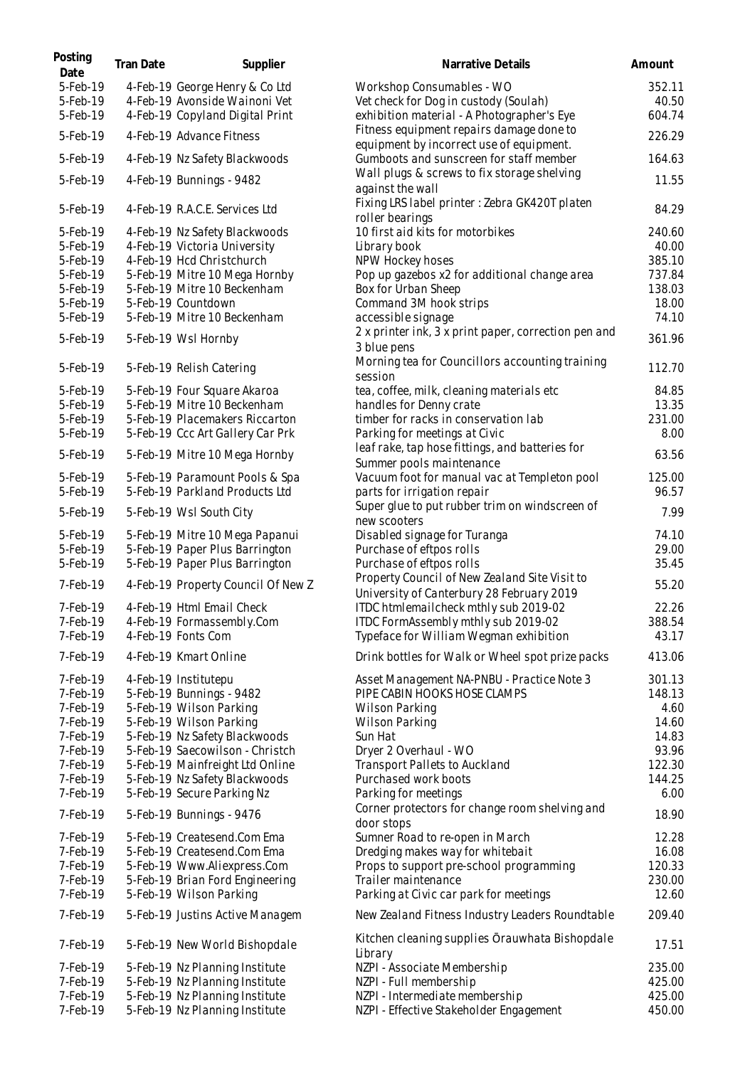| Posting Date | Tran Date | Supplier | Narrative Details | Amount |
|---|---|---|---|---|
| 5-Feb-19 | 4-Feb-19 | George Henry & Co Ltd | Workshop Consumables - WO | 352.11 |
| 5-Feb-19 | 4-Feb-19 | Avonside Wainoni Vet | Vet check for Dog in custody (Soulah) | 40.50 |
| 5-Feb-19 | 4-Feb-19 | Copyland Digital Print | exhibition material - A Photographer's Eye | 604.74 |
| 5-Feb-19 | 4-Feb-19 | Advance Fitness | Fitness equipment repairs damage done to equipment by incorrect use of equipment. | 226.29 |
| 5-Feb-19 | 4-Feb-19 | Nz Safety Blackwoods | Gumboots and sunscreen for staff member | 164.63 |
| 5-Feb-19 | 4-Feb-19 | Bunnings - 9482 | Wall plugs & screws to fix storage shelving against the wall | 11.55 |
| 5-Feb-19 | 4-Feb-19 | R.A.C.E. Services Ltd | Fixing LRS label printer : Zebra GK420T platen roller bearings | 84.29 |
| 5-Feb-19 | 4-Feb-19 | Nz Safety Blackwoods | 10 first aid kits for motorbikes | 240.60 |
| 5-Feb-19 | 4-Feb-19 | Victoria University | Library book | 40.00 |
| 5-Feb-19 | 4-Feb-19 | Hcd Christchurch | NPW Hockey hoses | 385.10 |
| 5-Feb-19 | 5-Feb-19 | Mitre 10 Mega Hornby | Pop up gazebos x2 for additional change area | 737.84 |
| 5-Feb-19 | 5-Feb-19 | Mitre 10 Beckenham | Box for Urban Sheep | 138.03 |
| 5-Feb-19 | 5-Feb-19 | Countdown | Command 3M hook strips | 18.00 |
| 5-Feb-19 | 5-Feb-19 | Mitre 10 Beckenham | accessible signage | 74.10 |
| 5-Feb-19 | 5-Feb-19 | Wsl Hornby | 2 x printer ink, 3 x print paper, correction pen and 3 blue pens | 361.96 |
| 5-Feb-19 | 5-Feb-19 | Relish Catering | Morning tea for Councillors accounting training session | 112.70 |
| 5-Feb-19 | 5-Feb-19 | Four Square Akaroa | tea, coffee, milk, cleaning materials etc | 84.85 |
| 5-Feb-19 | 5-Feb-19 | Mitre 10 Beckenham | handles for Denny crate | 13.35 |
| 5-Feb-19 | 5-Feb-19 | Placemakers Riccarton | timber for racks in conservation lab | 231.00 |
| 5-Feb-19 | 5-Feb-19 | Ccc Art Gallery Car Prk | Parking for meetings at Civic | 8.00 |
| 5-Feb-19 | 5-Feb-19 | Mitre 10 Mega Hornby | leaf rake, tap hose fittings, and batteries for Summer pools maintenance | 63.56 |
| 5-Feb-19 | 5-Feb-19 | Paramount Pools & Spa | Vacuum foot for manual vac at Templeton pool | 125.00 |
| 5-Feb-19 | 5-Feb-19 | Parkland Products Ltd | parts for irrigation repair | 96.57 |
| 5-Feb-19 | 5-Feb-19 | Wsl South City | Super glue to put rubber trim on windscreen of new scooters | 7.99 |
| 5-Feb-19 | 5-Feb-19 | Mitre 10 Mega Papanui | Disabled signage for Turanga | 74.10 |
| 5-Feb-19 | 5-Feb-19 | Paper Plus Barrington | Purchase of eftpos rolls | 29.00 |
| 5-Feb-19 | 5-Feb-19 | Paper Plus Barrington | Purchase of eftpos rolls | 35.45 |
| 7-Feb-19 | 4-Feb-19 | Property Council Of New Z | Property Council of New Zealand Site Visit to University of Canterbury 28 February 2019 | 55.20 |
| 7-Feb-19 | 4-Feb-19 | Html Email Check | ITDC htmlemailcheck mthly sub 2019-02 | 22.26 |
| 7-Feb-19 | 4-Feb-19 | Formassembly.Com | ITDC FormAssembly mthly sub 2019-02 | 388.54 |
| 7-Feb-19 | 4-Feb-19 | Fonts Com | Typeface for William Wegman exhibition | 43.17 |
| 7-Feb-19 | 4-Feb-19 | Kmart Online | Drink bottles for Walk or Wheel spot prize packs | 413.06 |
| 7-Feb-19 | 4-Feb-19 | Institutepu | Asset Management NA-PNBU - Practice Note 3 | 301.13 |
| 7-Feb-19 | 5-Feb-19 | Bunnings - 9482 | PIPE CABIN HOOKS HOSE CLAMPS | 148.13 |
| 7-Feb-19 | 5-Feb-19 | Wilson Parking | Wilson Parking | 4.60 |
| 7-Feb-19 | 5-Feb-19 | Wilson Parking | Wilson Parking | 14.60 |
| 7-Feb-19 | 5-Feb-19 | Nz Safety Blackwoods | Sun Hat | 14.83 |
| 7-Feb-19 | 5-Feb-19 | Saecowilson - Christch | Dryer 2 Overhaul - WO | 93.96 |
| 7-Feb-19 | 5-Feb-19 | Mainfreight Ltd Online | Transport Pallets to Auckland | 122.30 |
| 7-Feb-19 | 5-Feb-19 | Nz Safety Blackwoods | Purchased work boots | 144.25 |
| 7-Feb-19 | 5-Feb-19 | Secure Parking Nz | Parking for meetings | 6.00 |
| 7-Feb-19 | 5-Feb-19 | Bunnings - 9476 | Corner protectors for change room shelving and door stops | 18.90 |
| 7-Feb-19 | 5-Feb-19 | Createsend.Com Ema | Sumner Road to re-open in March | 12.28 |
| 7-Feb-19 | 5-Feb-19 | Createsend.Com Ema | Dredging makes way for whitebait | 16.08 |
| 7-Feb-19 | 5-Feb-19 | Www.Aliexpress.Com | Props to support pre-school programming | 120.33 |
| 7-Feb-19 | 5-Feb-19 | Brian Ford Engineering | Trailer maintenance | 230.00 |
| 7-Feb-19 | 5-Feb-19 | Wilson Parking | Parking at Civic car park for meetings | 12.60 |
| 7-Feb-19 | 5-Feb-19 | Justins Active Managem | New Zealand Fitness Industry Leaders Roundtable | 209.40 |
| 7-Feb-19 | 5-Feb-19 | New World Bishopdale | Kitchen cleaning supplies Ōrauwhata Bishopdale Library | 17.51 |
| 7-Feb-19 | 5-Feb-19 | Nz Planning Institute | NZPI - Associate Membership | 235.00 |
| 7-Feb-19 | 5-Feb-19 | Nz Planning Institute | NZPI - Full membership | 425.00 |
| 7-Feb-19 | 5-Feb-19 | Nz Planning Institute | NZPI - Intermediate membership | 425.00 |
| 7-Feb-19 | 5-Feb-19 | Nz Planning Institute | NZPI - Effective Stakeholder Engagement | 450.00 |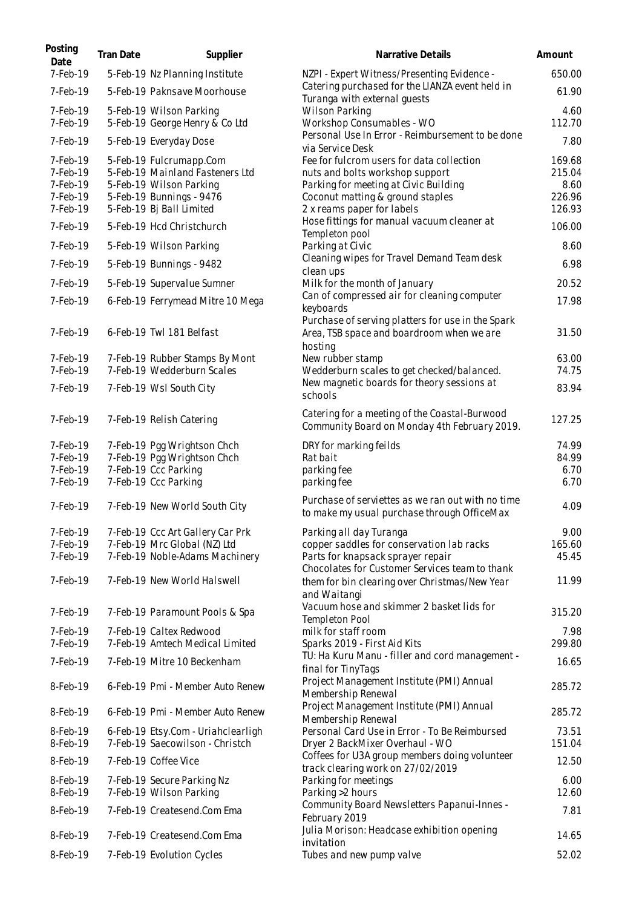| Posting Date | Tran Date | Supplier | Narrative Details | Amount |
|---|---|---|---|---|
| 7-Feb-19 | 5-Feb-19 | Nz Planning Institute | NZPI - Expert Witness/Presenting Evidence - | 650.00 |
| 7-Feb-19 | 5-Feb-19 | Paknsave Moorhouse | Catering purchased for the LIANZA event held in Turanga with external guests | 61.90 |
| 7-Feb-19 | 5-Feb-19 | Wilson Parking | Wilson Parking | 4.60 |
| 7-Feb-19 | 5-Feb-19 | George Henry & Co Ltd | Workshop Consumables - WO | 112.70 |
| 7-Feb-19 | 5-Feb-19 | Everyday Dose | Personal Use In Error - Reimbursement to be done via Service Desk | 7.80 |
| 7-Feb-19 | 5-Feb-19 | Fulcrumapp.Com | Fee for fulcrom users for data collection | 169.68 |
| 7-Feb-19 | 5-Feb-19 | Mainland Fasteners Ltd | nuts and bolts workshop support | 215.04 |
| 7-Feb-19 | 5-Feb-19 | Wilson Parking | Parking for meeting at Civic Building | 8.60 |
| 7-Feb-19 | 5-Feb-19 | Bunnings - 9476 | Coconut matting & ground staples | 226.96 |
| 7-Feb-19 | 5-Feb-19 | Bj Ball Limited | 2 x reams paper for labels | 126.93 |
| 7-Feb-19 | 5-Feb-19 | Hcd Christchurch | Hose fittings for manual vacuum cleaner at Templeton pool | 106.00 |
| 7-Feb-19 | 5-Feb-19 | Wilson Parking | Parking at Civic | 8.60 |
| 7-Feb-19 | 5-Feb-19 | Bunnings - 9482 | Cleaning wipes for Travel Demand Team desk clean ups | 6.98 |
| 7-Feb-19 | 5-Feb-19 | Supervalue Sumner | Milk for the month of January | 20.52 |
| 7-Feb-19 | 6-Feb-19 | Ferrymead Mitre 10 Mega | Can of compressed air for cleaning computer keyboards | 17.98 |
| 7-Feb-19 | 6-Feb-19 | Twl 181 Belfast | Purchase of serving platters for use in the Spark Area, TSB space and boardroom when we are hosting | 31.50 |
| 7-Feb-19 | 7-Feb-19 | Rubber Stamps By Mont | New rubber stamp | 63.00 |
| 7-Feb-19 | 7-Feb-19 | Wedderburn Scales | Wedderburn scales to get checked/balanced. | 74.75 |
| 7-Feb-19 | 7-Feb-19 | Wsl South City | New magnetic boards for theory sessions at schools | 83.94 |
| 7-Feb-19 | 7-Feb-19 | Relish Catering | Catering for a meeting of the Coastal-Burwood Community Board on Monday 4th February 2019. | 127.25 |
| 7-Feb-19 | 7-Feb-19 | Pgg Wrightson Chch | DRY for marking feilds | 74.99 |
| 7-Feb-19 | 7-Feb-19 | Pgg Wrightson Chch | Rat bait | 84.99 |
| 7-Feb-19 | 7-Feb-19 | Ccc Parking | parking fee | 6.70 |
| 7-Feb-19 | 7-Feb-19 | Ccc Parking | parking fee | 6.70 |
| 7-Feb-19 | 7-Feb-19 | New World South City | Purchase of serviettes as we ran out with no time to make my usual purchase through OfficeMax | 4.09 |
| 7-Feb-19 | 7-Feb-19 | Ccc Art Gallery Car Prk | Parking all day Turanga | 9.00 |
| 7-Feb-19 | 7-Feb-19 | Mrc Global (NZ) Ltd | copper saddles for conservation lab racks | 165.60 |
| 7-Feb-19 | 7-Feb-19 | Noble-Adams Machinery | Parts for knapsack sprayer repair | 45.45 |
| 7-Feb-19 | 7-Feb-19 | New World Halswell | Chocolates for Customer Services team to thank them for bin clearing over Christmas/New Year and Waitangi | 11.99 |
| 7-Feb-19 | 7-Feb-19 | Paramount Pools & Spa | Vacuum hose and skimmer 2 basket lids for Templeton Pool | 315.20 |
| 7-Feb-19 | 7-Feb-19 | Caltex Redwood | milk for staff room | 7.98 |
| 7-Feb-19 | 7-Feb-19 | Amtech Medical Limited | Sparks 2019 - First Aid Kits | 299.80 |
| 7-Feb-19 | 7-Feb-19 | Mitre 10 Beckenham | TU: Ha Kuru Manu - filler and cord management - final for TinyTags | 16.65 |
| 8-Feb-19 | 6-Feb-19 | Pmi - Member Auto Renew | Project Management Institute (PMI) Annual Membership Renewal | 285.72 |
| 8-Feb-19 | 6-Feb-19 | Pmi - Member Auto Renew | Project Management Institute (PMI) Annual Membership Renewal | 285.72 |
| 8-Feb-19 | 6-Feb-19 | Etsy.Com - Uriahclearligh | Personal Card Use in Error - To Be Reimbursed | 73.51 |
| 8-Feb-19 | 7-Feb-19 | Saecowilson - Christch | Dryer 2 BackMixer Overhaul - WO | 151.04 |
| 8-Feb-19 | 7-Feb-19 | Coffee Vice | Coffees for U3A group members doing volunteer track clearing work on 27/02/2019 | 12.50 |
| 8-Feb-19 | 7-Feb-19 | Secure Parking Nz | Parking for meetings | 6.00 |
| 8-Feb-19 | 7-Feb-19 | Wilson Parking | Parking >2 hours | 12.60 |
| 8-Feb-19 | 7-Feb-19 | Createsend.Com Ema | Community Board Newsletters Papanui-Innes - February 2019 | 7.81 |
| 8-Feb-19 | 7-Feb-19 | Createsend.Com Ema | Julia Morison: Headcase exhibition opening invitation | 14.65 |
| 8-Feb-19 | 7-Feb-19 | Evolution Cycles | Tubes and new pump valve | 52.02 |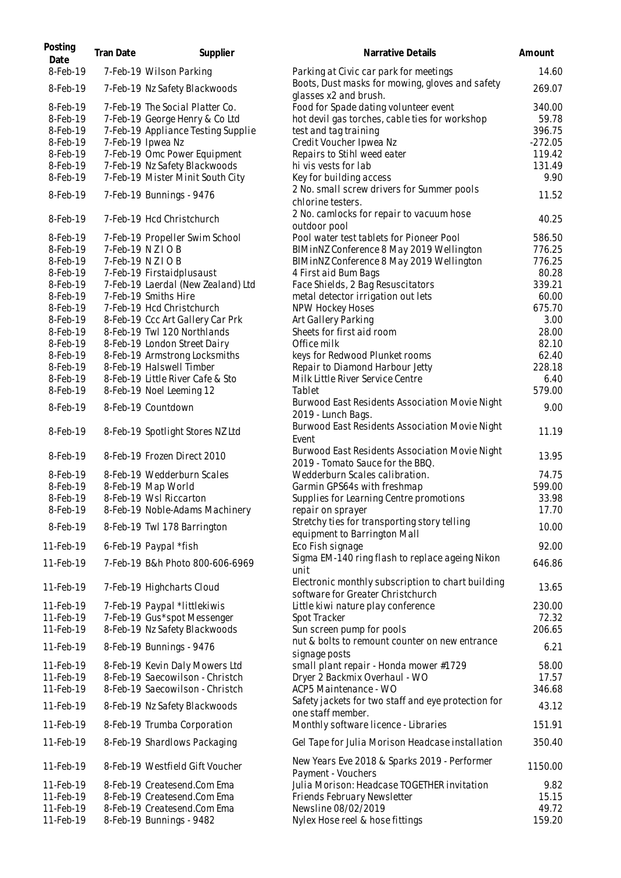| Posting Date | Tran Date | Supplier | Narrative Details | Amount |
| --- | --- | --- | --- | --- |
| 8-Feb-19 | 7-Feb-19 | Wilson Parking | Parking at Civic car park for meetings | 14.60 |
| 8-Feb-19 | 7-Feb-19 | Nz Safety Blackwoods | Boots, Dust masks for mowing, gloves and safety glasses x2 and brush. | 269.07 |
| 8-Feb-19 | 7-Feb-19 | The Social Platter Co. | Food for Spade dating volunteer event | 340.00 |
| 8-Feb-19 | 7-Feb-19 | George Henry & Co Ltd | hot devil gas torches, cable ties for workshop | 59.78 |
| 8-Feb-19 | 7-Feb-19 | Appliance Testing Supplie | test and tag training | 396.75 |
| 8-Feb-19 | 7-Feb-19 | Ipwea Nz | Credit Voucher Ipwea Nz | -272.05 |
| 8-Feb-19 | 7-Feb-19 | Omc Power Equipment | Repairs to Stihl weed eater | 119.42 |
| 8-Feb-19 | 7-Feb-19 | Nz Safety Blackwoods | hi vis vests for lab | 131.49 |
| 8-Feb-19 | 7-Feb-19 | Mister Minit South City | Key for building access | 9.90 |
| 8-Feb-19 | 7-Feb-19 | Bunnings - 9476 | 2 No. small screw drivers for Summer pools chlorine testers. | 11.52 |
| 8-Feb-19 | 7-Feb-19 | Hcd Christchurch | 2 No. camlocks for repair to vacuum hose outdoor pool | 40.25 |
| 8-Feb-19 | 7-Feb-19 | Propeller Swim School | Pool water test tablets for Pioneer Pool | 586.50 |
| 8-Feb-19 | 7-Feb-19 | N Z I O B | BIMinNZ Conference 8 May 2019 Wellington | 776.25 |
| 8-Feb-19 | 7-Feb-19 | N Z I O B | BIMinNZ Conference 8 May 2019 Wellington | 776.25 |
| 8-Feb-19 | 7-Feb-19 | Firstaidplusaust | 4 First aid Bum Bags | 80.28 |
| 8-Feb-19 | 7-Feb-19 | Laerdal (New Zealand) Ltd | Face Shields, 2 Bag Resuscitators | 339.21 |
| 8-Feb-19 | 7-Feb-19 | Smiths Hire | metal detector irrigation out lets | 60.00 |
| 8-Feb-19 | 7-Feb-19 | Hcd Christchurch | NPW Hockey Hoses | 675.70 |
| 8-Feb-19 | 8-Feb-19 | Ccc Art Gallery Car Prk | Art Gallery Parking | 3.00 |
| 8-Feb-19 | 8-Feb-19 | Twl 120 Northlands | Sheets for first aid room | 28.00 |
| 8-Feb-19 | 8-Feb-19 | London Street Dairy | Office milk | 82.10 |
| 8-Feb-19 | 8-Feb-19 | Armstrong Locksmiths | keys for Redwood Plunket rooms | 62.40 |
| 8-Feb-19 | 8-Feb-19 | Halswell Timber | Repair to Diamond Harbour Jetty | 228.18 |
| 8-Feb-19 | 8-Feb-19 | Little River Cafe & Sto | Milk Little River Service Centre | 6.40 |
| 8-Feb-19 | 8-Feb-19 | Noel Leeming 12 | Tablet | 579.00 |
| 8-Feb-19 | 8-Feb-19 | Countdown | Burwood East Residents Association Movie Night 2019 - Lunch Bags. | 9.00 |
| 8-Feb-19 | 8-Feb-19 | Spotlight Stores NZ Ltd | Burwood East Residents Association Movie Night Event | 11.19 |
| 8-Feb-19 | 8-Feb-19 | Frozen Direct 2010 | Burwood East Residents Association Movie Night 2019 - Tomato Sauce for the BBQ. | 13.95 |
| 8-Feb-19 | 8-Feb-19 | Wedderburn Scales | Wedderburn Scales calibration. | 74.75 |
| 8-Feb-19 | 8-Feb-19 | Map World | Garmin GPS64s with freshmap | 599.00 |
| 8-Feb-19 | 8-Feb-19 | Wsl Riccarton | Supplies for Learning Centre promotions | 33.98 |
| 8-Feb-19 | 8-Feb-19 | Noble-Adams Machinery | repair on sprayer | 17.70 |
| 8-Feb-19 | 8-Feb-19 | Twl 178 Barrington | Stretchy ties for transporting story telling equipment to Barrington Mall | 10.00 |
| 11-Feb-19 | 6-Feb-19 | Paypal *fish | Eco Fish signage | 92.00 |
| 11-Feb-19 | 7-Feb-19 | B&h Photo 800-606-6969 | Sigma EM-140 ring flash to replace ageing Nikon unit | 646.86 |
| 11-Feb-19 | 7-Feb-19 | Highcharts Cloud | Electronic monthly subscription to chart building software for Greater Christchurch | 13.65 |
| 11-Feb-19 | 7-Feb-19 | Paypal *littlekiwis | Little kiwi nature play conference | 230.00 |
| 11-Feb-19 | 7-Feb-19 | Gus*spot Messenger | Spot Tracker | 72.32 |
| 11-Feb-19 | 8-Feb-19 | Nz Safety Blackwoods | Sun screen pump for pools | 206.65 |
| 11-Feb-19 | 8-Feb-19 | Bunnings - 9476 | nut & bolts to remount counter on new entrance signage posts | 6.21 |
| 11-Feb-19 | 8-Feb-19 | Kevin Daly Mowers Ltd | small plant repair - Honda mower #1729 | 58.00 |
| 11-Feb-19 | 8-Feb-19 | Saecowilson - Christch | Dryer 2 Backmix Overhaul - WO | 17.57 |
| 11-Feb-19 | 8-Feb-19 | Saecowilson - Christch | ACP5 Maintenance - WO | 346.68 |
| 11-Feb-19 | 8-Feb-19 | Nz Safety Blackwoods | Safety jackets for two staff and eye protection for one staff member. | 43.12 |
| 11-Feb-19 | 8-Feb-19 | Trumba Corporation | Monthly software licence - Libraries | 151.91 |
| 11-Feb-19 | 8-Feb-19 | Shardlows Packaging | Gel Tape for Julia Morison Headcase installation | 350.40 |
| 11-Feb-19 | 8-Feb-19 | Westfield Gift Voucher | New Years Eve 2018 & Sparks 2019 - Performer Payment - Vouchers | 1150.00 |
| 11-Feb-19 | 8-Feb-19 | Createsend.Com Ema | Julia Morison: Headcase TOGETHER invitation | 9.82 |
| 11-Feb-19 | 8-Feb-19 | Createsend.Com Ema | Friends February Newsletter | 15.15 |
| 11-Feb-19 | 8-Feb-19 | Createsend.Com Ema | Newsline 08/02/2019 | 49.72 |
| 11-Feb-19 | 8-Feb-19 | Bunnings - 9482 | Nylex Hose reel & hose fittings | 159.20 |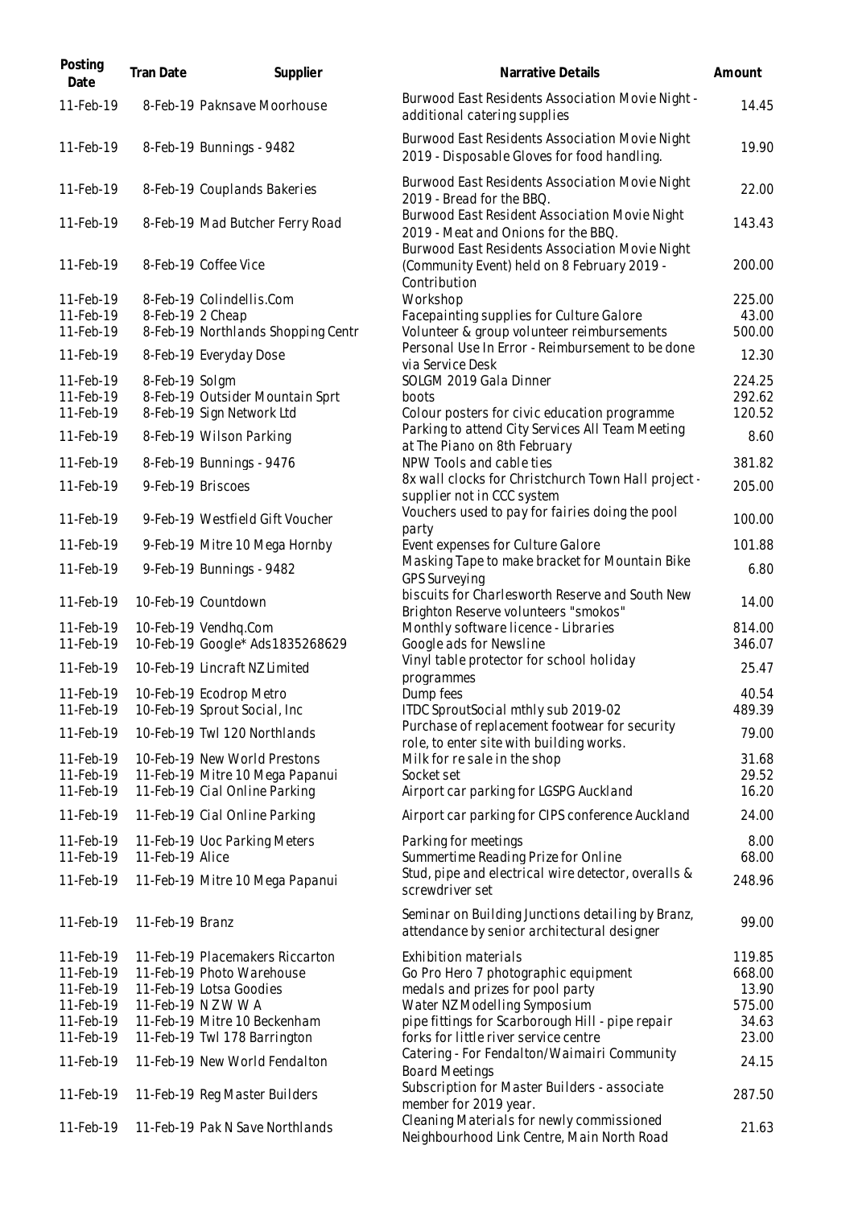| Posting Date | Tran Date | Supplier | Narrative Details | Amount |
|---|---|---|---|---|
| 11-Feb-19 | 8-Feb-19 | Paknsave Moorhouse | Burwood East Residents Association Movie Night - additional catering supplies | 14.45 |
| 11-Feb-19 | 8-Feb-19 | Bunnings - 9482 | Burwood East Residents Association Movie Night 2019 - Disposable Gloves for food handling. | 19.90 |
| 11-Feb-19 | 8-Feb-19 | Couplands Bakeries | Burwood East Residents Association Movie Night 2019 - Bread for the BBQ. | 22.00 |
| 11-Feb-19 | 8-Feb-19 | Mad Butcher Ferry Road | Burwood East Resident Association Movie Night 2019 - Meat and Onions for the BBQ. | 143.43 |
| 11-Feb-19 | 8-Feb-19 | Coffee Vice | Burwood East Residents Association Movie Night (Community Event) held on 8 February 2019 - Contribution | 200.00 |
| 11-Feb-19 | 8-Feb-19 | Colindellis.Com | Workshop | 225.00 |
| 11-Feb-19 | 8-Feb-19 | 2 Cheap | Facepainting supplies for Culture Galore | 43.00 |
| 11-Feb-19 | 8-Feb-19 | Northlands Shopping Centr | Volunteer & group volunteer reimbursements | 500.00 |
| 11-Feb-19 | 8-Feb-19 | Everyday Dose | Personal Use In Error - Reimbursement to be done via Service Desk | 12.30 |
| 11-Feb-19 | 8-Feb-19 | Solgm | SOLGM 2019 Gala Dinner | 224.25 |
| 11-Feb-19 | 8-Feb-19 | Outsider Mountain Sprt | boots | 292.62 |
| 11-Feb-19 | 8-Feb-19 | Sign Network Ltd | Colour posters for civic education programme | 120.52 |
| 11-Feb-19 | 8-Feb-19 | Wilson Parking | Parking to attend City Services All Team Meeting at The Piano on 8th February | 8.60 |
| 11-Feb-19 | 8-Feb-19 | Bunnings - 9476 | NPW Tools and cable ties | 381.82 |
| 11-Feb-19 | 9-Feb-19 | Briscoes | 8x wall clocks for Christchurch Town Hall project - supplier not in CCC system | 205.00 |
| 11-Feb-19 | 9-Feb-19 | Westfield Gift Voucher | Vouchers used to pay for fairies doing the pool party | 100.00 |
| 11-Feb-19 | 9-Feb-19 | Mitre 10 Mega Hornby | Event expenses for Culture Galore | 101.88 |
| 11-Feb-19 | 9-Feb-19 | Bunnings - 9482 | Masking Tape to make bracket for Mountain Bike GPS Surveying | 6.80 |
| 11-Feb-19 | 10-Feb-19 | Countdown | biscuits for Charlesworth Reserve and South New Brighton Reserve volunteers "smokos" | 14.00 |
| 11-Feb-19 | 10-Feb-19 | Vendhq.Com | Monthly software licence - Libraries | 814.00 |
| 11-Feb-19 | 10-Feb-19 | Google* Ads1835268629 | Google ads for Newsline | 346.07 |
| 11-Feb-19 | 10-Feb-19 | Lincraft NZ Limited | Vinyl table protector for school holiday programmes | 25.47 |
| 11-Feb-19 | 10-Feb-19 | Ecodrop Metro | Dump fees | 40.54 |
| 11-Feb-19 | 10-Feb-19 | Sprout Social, Inc | ITDC SproutSocial mthly sub 2019-02 | 489.39 |
| 11-Feb-19 | 10-Feb-19 | Twl 120 Northlands | Purchase of replacement footwear for security role, to enter site with building works. | 79.00 |
| 11-Feb-19 | 10-Feb-19 | New World Prestons | Milk for re sale in the shop | 31.68 |
| 11-Feb-19 | 11-Feb-19 | Mitre 10 Mega Papanui | Socket set | 29.52 |
| 11-Feb-19 | 11-Feb-19 | Cial Online Parking | Airport car parking for LGSPG Auckland | 16.20 |
| 11-Feb-19 | 11-Feb-19 | Cial Online Parking | Airport car parking for CIPS conference Auckland | 24.00 |
| 11-Feb-19 | 11-Feb-19 | Uoc Parking Meters | Parking for meetings | 8.00 |
| 11-Feb-19 | 11-Feb-19 | Alice | Summertime Reading Prize for Online | 68.00 |
| 11-Feb-19 | 11-Feb-19 | Mitre 10 Mega Papanui | Stud, pipe and electrical wire detector, overalls & screwdriver set | 248.96 |
| 11-Feb-19 | 11-Feb-19 | Branz | Seminar on Building Junctions detailing by Branz, attendance by senior architectural designer | 99.00 |
| 11-Feb-19 | 11-Feb-19 | Placemakers Riccarton | Exhibition materials | 119.85 |
| 11-Feb-19 | 11-Feb-19 | Photo Warehouse | Go Pro Hero 7 photographic equipment | 668.00 |
| 11-Feb-19 | 11-Feb-19 | Lotsa Goodies | medals and prizes for pool party | 13.90 |
| 11-Feb-19 | 11-Feb-19 | N Z W W A | Water NZ Modelling Symposium | 575.00 |
| 11-Feb-19 | 11-Feb-19 | Mitre 10 Beckenham | pipe fittings for Scarborough Hill - pipe repair | 34.63 |
| 11-Feb-19 | 11-Feb-19 | Twl 178 Barrington | forks for little river service centre | 23.00 |
| 11-Feb-19 | 11-Feb-19 | New World Fendalton | Catering - For Fendalton/Waimairi Community Board Meetings | 24.15 |
| 11-Feb-19 | 11-Feb-19 | Reg Master Builders | Subscription for Master Builders - associate member for 2019 year. | 287.50 |
| 11-Feb-19 | 11-Feb-19 | Pak N Save Northlands | Cleaning Materials for newly commissioned Neighbourhood Link Centre, Main North Road | 21.63 |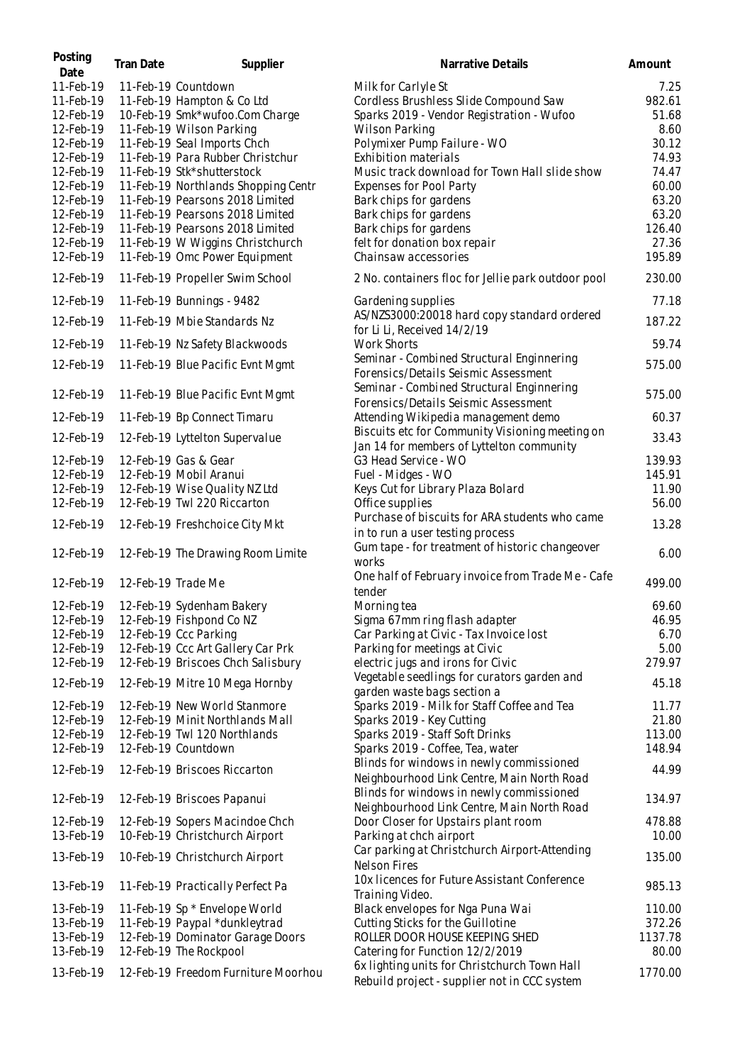| Posting Date | Tran Date | Supplier | Narrative Details | Amount |
|---|---|---|---|---|
| 11-Feb-19 | 11-Feb-19 | Countdown | Milk for Carlyle St | 7.25 |
| 11-Feb-19 | 11-Feb-19 | Hampton & Co Ltd | Cordless Brushless Slide Compound Saw | 982.61 |
| 12-Feb-19 | 10-Feb-19 | Smk*wufoo.Com Charge | Sparks 2019 - Vendor Registration - Wufoo | 51.68 |
| 12-Feb-19 | 11-Feb-19 | Wilson Parking | Wilson Parking | 8.60 |
| 12-Feb-19 | 11-Feb-19 | Seal Imports Chch | Polymixer Pump Failure - WO | 30.12 |
| 12-Feb-19 | 11-Feb-19 | Para Rubber Christchur | Exhibition materials | 74.93 |
| 12-Feb-19 | 11-Feb-19 | Stk*shutterstock | Music track download for Town Hall slide show | 74.47 |
| 12-Feb-19 | 11-Feb-19 | Northlands Shopping Centr | Expenses for Pool Party | 60.00 |
| 12-Feb-19 | 11-Feb-19 | Pearsons 2018 Limited | Bark chips for gardens | 63.20 |
| 12-Feb-19 | 11-Feb-19 | Pearsons 2018 Limited | Bark chips for gardens | 63.20 |
| 12-Feb-19 | 11-Feb-19 | Pearsons 2018 Limited | Bark chips for gardens | 126.40 |
| 12-Feb-19 | 11-Feb-19 | W Wiggins Christchurch | felt for donation box repair | 27.36 |
| 12-Feb-19 | 11-Feb-19 | Omc Power Equipment | Chainsaw accessories | 195.89 |
| 12-Feb-19 | 11-Feb-19 | Propeller Swim School | 2 No. containers floc for Jellie park outdoor pool | 230.00 |
| 12-Feb-19 | 11-Feb-19 | Bunnings - 9482 | Gardening supplies | 77.18 |
| 12-Feb-19 | 11-Feb-19 | Mbie Standards Nz | AS/NZS3000:20018 hard copy standard ordered for Li Li, Received 14/2/19 | 187.22 |
| 12-Feb-19 | 11-Feb-19 | Nz Safety Blackwoods | Work Shorts | 59.74 |
| 12-Feb-19 | 11-Feb-19 | Blue Pacific Evnt Mgmt | Seminar - Combined Structural Enginnering Forensics/Details Seismic Assessment | 575.00 |
| 12-Feb-19 | 11-Feb-19 | Blue Pacific Evnt Mgmt | Seminar - Combined Structural Enginnering Forensics/Details Seismic Assessment | 575.00 |
| 12-Feb-19 | 11-Feb-19 | Bp Connect Timaru | Attending Wikipedia management demo | 60.37 |
| 12-Feb-19 | 12-Feb-19 | Lyttelton Supervalue | Biscuits etc for Community Visioning meeting on Jan 14 for members of Lyttelton community | 33.43 |
| 12-Feb-19 | 12-Feb-19 | Gas & Gear | G3 Head Service - WO | 139.93 |
| 12-Feb-19 | 12-Feb-19 | Mobil Aranui | Fuel - Midges - WO | 145.91 |
| 12-Feb-19 | 12-Feb-19 | Wise Quality NZ Ltd | Keys Cut for Library Plaza Bolard | 11.90 |
| 12-Feb-19 | 12-Feb-19 | Twl 220 Riccarton | Office supplies | 56.00 |
| 12-Feb-19 | 12-Feb-19 | Freshchoice City Mkt | Purchase of biscuits for ARA students who came in to run a user testing process | 13.28 |
| 12-Feb-19 | 12-Feb-19 | The Drawing Room Limite | Gum tape - for treatment of historic changeover works | 6.00 |
| 12-Feb-19 | 12-Feb-19 | Trade Me | One half of February invoice from Trade Me - Cafe tender | 499.00 |
| 12-Feb-19 | 12-Feb-19 | Sydenham Bakery | Morning tea | 69.60 |
| 12-Feb-19 | 12-Feb-19 | Fishpond Co NZ | Sigma 67mm ring flash adapter | 46.95 |
| 12-Feb-19 | 12-Feb-19 | Ccc Parking | Car Parking at Civic - Tax Invoice lost | 6.70 |
| 12-Feb-19 | 12-Feb-19 | Ccc Art Gallery Car Prk | Parking for meetings at Civic | 5.00 |
| 12-Feb-19 | 12-Feb-19 | Briscoes Chch Salisbury | electric jugs and irons for Civic | 279.97 |
| 12-Feb-19 | 12-Feb-19 | Mitre 10 Mega Hornby | Vegetable seedlings for curators garden and garden waste bags section a | 45.18 |
| 12-Feb-19 | 12-Feb-19 | New World Stanmore | Sparks 2019 - Milk for Staff Coffee and Tea | 11.77 |
| 12-Feb-19 | 12-Feb-19 | Minit Northlands Mall | Sparks 2019 - Key Cutting | 21.80 |
| 12-Feb-19 | 12-Feb-19 | Twl 120 Northlands | Sparks 2019 - Staff Soft Drinks | 113.00 |
| 12-Feb-19 | 12-Feb-19 | Countdown | Sparks 2019 - Coffee, Tea, water | 148.94 |
| 12-Feb-19 | 12-Feb-19 | Briscoes Riccarton | Blinds for windows in newly commissioned Neighbourhood Link Centre, Main North Road | 44.99 |
| 12-Feb-19 | 12-Feb-19 | Briscoes Papanui | Blinds for windows in newly commissioned Neighbourhood Link Centre, Main North Road | 134.97 |
| 12-Feb-19 | 12-Feb-19 | Sopers Macindoe Chch | Door Closer for Upstairs plant room | 478.88 |
| 13-Feb-19 | 10-Feb-19 | Christchurch Airport | Parking at chch airport | 10.00 |
| 13-Feb-19 | 10-Feb-19 | Christchurch Airport | Car parking at Christchurch Airport-Attending Nelson Fires | 135.00 |
| 13-Feb-19 | 11-Feb-19 | Practically Perfect Pa | 10x licences for Future Assistant Conference Training Video. | 985.13 |
| 13-Feb-19 | 11-Feb-19 | Sp * Envelope World | Black envelopes for Nga Puna Wai | 110.00 |
| 13-Feb-19 | 11-Feb-19 | Paypal *dunkleytrad | Cutting Sticks for the Guillotine | 372.26 |
| 13-Feb-19 | 12-Feb-19 | Dominator Garage Doors | ROLLER DOOR HOUSE KEEPING SHED | 1137.78 |
| 13-Feb-19 | 12-Feb-19 | The Rockpool | Catering for Function 12/2/2019 | 80.00 |
| 13-Feb-19 | 12-Feb-19 | Freedom Furniture Moorhou | 6x lighting units for Christchurch Town Hall Rebuild project - supplier not in CCC system | 1770.00 |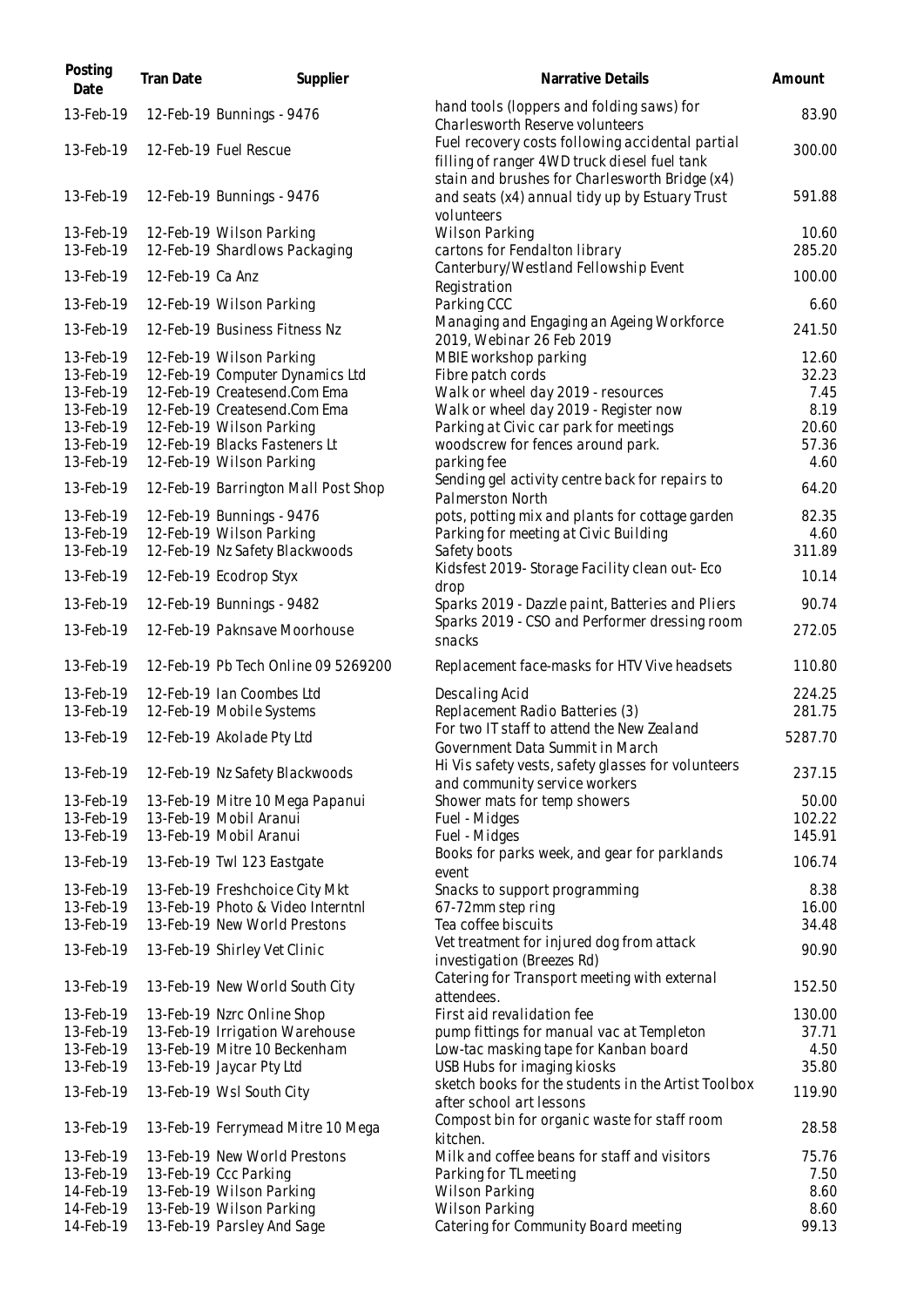| Posting Date | Tran Date | Supplier | Narrative Details | Amount |
|---|---|---|---|---|
| 13-Feb-19 | 12-Feb-19 | Bunnings - 9476 | hand tools (loppers and folding saws) for Charlesworth Reserve volunteers | 83.90 |
| 13-Feb-19 | 12-Feb-19 | Fuel Rescue | Fuel recovery costs following accidental partial filling of ranger 4WD truck diesel fuel tank | 300.00 |
| 13-Feb-19 | 12-Feb-19 | Bunnings - 9476 | stain and brushes for Charlesworth Bridge (x4) and seats (x4) annual tidy up by Estuary Trust volunteers | 591.88 |
| 13-Feb-19 | 12-Feb-19 | Wilson Parking | Wilson Parking | 10.60 |
| 13-Feb-19 | 12-Feb-19 | Shardlows Packaging | cartons for Fendalton library | 285.20 |
| 13-Feb-19 | 12-Feb-19 | Ca Anz | Canterbury/Westland Fellowship Event Registration | 100.00 |
| 13-Feb-19 | 12-Feb-19 | Wilson Parking | Parking CCC | 6.60 |
| 13-Feb-19 | 12-Feb-19 | Business Fitness Nz | Managing and Engaging an Ageing Workforce 2019, Webinar 26 Feb 2019 | 241.50 |
| 13-Feb-19 | 12-Feb-19 | Wilson Parking | MBIE workshop parking | 12.60 |
| 13-Feb-19 | 12-Feb-19 | Computer Dynamics Ltd | Fibre patch cords | 32.23 |
| 13-Feb-19 | 12-Feb-19 | Createsend.Com Ema | Walk or wheel day 2019 - resources | 7.45 |
| 13-Feb-19 | 12-Feb-19 | Createsend.Com Ema | Walk or wheel day 2019 - Register now | 8.19 |
| 13-Feb-19 | 12-Feb-19 | Wilson Parking | Parking at Civic car park for meetings | 20.60 |
| 13-Feb-19 | 12-Feb-19 | Blacks Fasteners Lt | woodscrew for fences around park. | 57.36 |
| 13-Feb-19 | 12-Feb-19 | Wilson Parking | parking fee | 4.60 |
| 13-Feb-19 | 12-Feb-19 | Barrington Mall Post Shop | Sending gel activity centre back for repairs to Palmerston North | 64.20 |
| 13-Feb-19 | 12-Feb-19 | Bunnings - 9476 | pots, potting mix and plants for cottage garden | 82.35 |
| 13-Feb-19 | 12-Feb-19 | Wilson Parking | Parking for meeting at Civic Building | 4.60 |
| 13-Feb-19 | 12-Feb-19 | Nz Safety Blackwoods | Safety boots | 311.89 |
| 13-Feb-19 | 12-Feb-19 | Ecodrop Styx | Kidsfest 2019- Storage Facility clean out- Eco drop | 10.14 |
| 13-Feb-19 | 12-Feb-19 | Bunnings - 9482 | Sparks 2019 - Dazzle paint, Batteries and Pliers | 90.74 |
| 13-Feb-19 | 12-Feb-19 | Paknsave Moorhouse | Sparks 2019 - CSO and Performer dressing room snacks | 272.05 |
| 13-Feb-19 | 12-Feb-19 | Pb Tech Online 09 5269200 | Replacement face-masks for HTV Vive headsets | 110.80 |
| 13-Feb-19 | 12-Feb-19 | Ian Coombes Ltd | Descaling Acid | 224.25 |
| 13-Feb-19 | 12-Feb-19 | Mobile Systems | Replacement Radio Batteries (3) | 281.75 |
| 13-Feb-19 | 12-Feb-19 | Akolade Pty Ltd | For two IT staff to attend the New Zealand Government Data Summit in March | 5287.70 |
| 13-Feb-19 | 12-Feb-19 | Nz Safety Blackwoods | Hi Vis safety vests, safety glasses for volunteers and community service workers | 237.15 |
| 13-Feb-19 | 13-Feb-19 | Mitre 10 Mega Papanui | Shower mats for temp showers | 50.00 |
| 13-Feb-19 | 13-Feb-19 | Mobil Aranui | Fuel - Midges | 102.22 |
| 13-Feb-19 | 13-Feb-19 | Mobil Aranui | Fuel - Midges | 145.91 |
| 13-Feb-19 | 13-Feb-19 | Twl 123 Eastgate | Books for parks week, and gear for parklands event | 106.74 |
| 13-Feb-19 | 13-Feb-19 | Freshchoice City Mkt | Snacks to support programming | 8.38 |
| 13-Feb-19 | 13-Feb-19 | Photo & Video Interntnl | 67-72mm step ring | 16.00 |
| 13-Feb-19 | 13-Feb-19 | New World Prestons | Tea coffee biscuits | 34.48 |
| 13-Feb-19 | 13-Feb-19 | Shirley Vet Clinic | Vet treatment for injured dog from attack investigation (Breezes Rd) | 90.90 |
| 13-Feb-19 | 13-Feb-19 | New World South City | Catering for Transport meeting with external attendees. | 152.50 |
| 13-Feb-19 | 13-Feb-19 | Nzrc Online Shop | First aid revalidation fee | 130.00 |
| 13-Feb-19 | 13-Feb-19 | Irrigation Warehouse | pump fittings for manual vac at Templeton | 37.71 |
| 13-Feb-19 | 13-Feb-19 | Mitre 10 Beckenham | Low-tac masking tape for Kanban board | 4.50 |
| 13-Feb-19 | 13-Feb-19 | Jaycar Pty Ltd | USB Hubs for imaging kiosks | 35.80 |
| 13-Feb-19 | 13-Feb-19 | Wsl South City | sketch books for the students in the Artist Toolbox after school art lessons | 119.90 |
| 13-Feb-19 | 13-Feb-19 | Ferrymead Mitre 10 Mega | Compost bin for organic waste for staff room kitchen. | 28.58 |
| 13-Feb-19 | 13-Feb-19 | New World Prestons | Milk and coffee beans for staff and visitors | 75.76 |
| 13-Feb-19 | 13-Feb-19 | Ccc Parking | Parking for TL meeting | 7.50 |
| 14-Feb-19 | 13-Feb-19 | Wilson Parking | Wilson Parking | 8.60 |
| 14-Feb-19 | 13-Feb-19 | Wilson Parking | Wilson Parking | 8.60 |
| 14-Feb-19 | 13-Feb-19 | Parsley And Sage | Catering for Community Board meeting | 99.13 |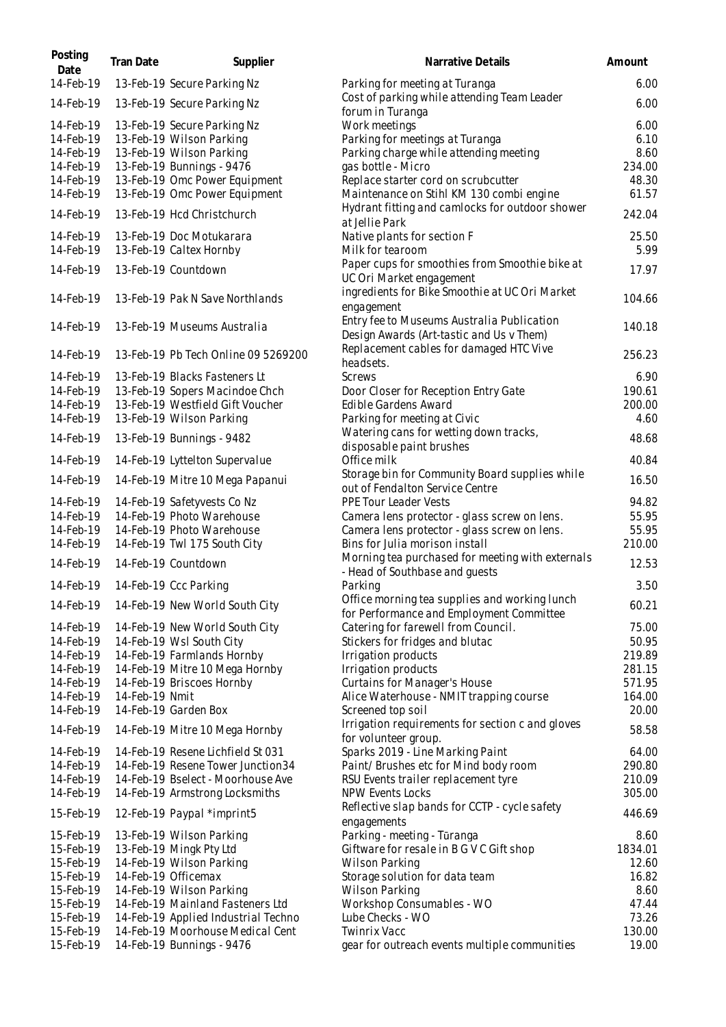| Posting Date | Tran Date | Supplier | Narrative Details | Amount |
|---|---|---|---|---|
| 14-Feb-19 | 13-Feb-19 | Secure Parking Nz | Parking for meeting at Turanga | 6.00 |
| 14-Feb-19 | 13-Feb-19 | Secure Parking Nz | Cost of parking while attending Team Leader forum in Turanga | 6.00 |
| 14-Feb-19 | 13-Feb-19 | Secure Parking Nz | Work meetings | 6.00 |
| 14-Feb-19 | 13-Feb-19 | Wilson Parking | Parking for meetings at Turanga | 6.10 |
| 14-Feb-19 | 13-Feb-19 | Wilson Parking | Parking charge while attending meeting | 8.60 |
| 14-Feb-19 | 13-Feb-19 | Bunnings - 9476 | gas bottle - Micro | 234.00 |
| 14-Feb-19 | 13-Feb-19 | Omc Power Equipment | Replace starter cord on scrubcutter | 48.30 |
| 14-Feb-19 | 13-Feb-19 | Omc Power Equipment | Maintenance on Stihl KM 130 combi engine | 61.57 |
| 14-Feb-19 | 13-Feb-19 | Hcd Christchurch | Hydrant fitting and camlocks for outdoor shower at Jellie Park | 242.04 |
| 14-Feb-19 | 13-Feb-19 | Doc Motukarara | Native plants for section F | 25.50 |
| 14-Feb-19 | 13-Feb-19 | Caltex Hornby | Milk for tearoom | 5.99 |
| 14-Feb-19 | 13-Feb-19 | Countdown | Paper cups for smoothies from Smoothie bike at UC Ori Market engagement | 17.97 |
| 14-Feb-19 | 13-Feb-19 | Pak N Save Northlands | ingredients for Bike Smoothie at UC Ori Market engagement | 104.66 |
| 14-Feb-19 | 13-Feb-19 | Museums Australia | Entry fee to Museums Australia Publication Design Awards (Art-tastic and Us v Them) | 140.18 |
| 14-Feb-19 | 13-Feb-19 | Pb Tech Online 09 5269200 | Replacement cables for damaged HTC Vive headsets. | 256.23 |
| 14-Feb-19 | 13-Feb-19 | Blacks Fasteners Lt | Screws | 6.90 |
| 14-Feb-19 | 13-Feb-19 | Sopers Macindoe Chch | Door Closer for Reception Entry Gate | 190.61 |
| 14-Feb-19 | 13-Feb-19 | Westfield Gift Voucher | Edible Gardens Award | 200.00 |
| 14-Feb-19 | 13-Feb-19 | Wilson Parking | Parking for meeting at Civic | 4.60 |
| 14-Feb-19 | 13-Feb-19 | Bunnings - 9482 | Watering cans for wetting down tracks, disposable paint brushes | 48.68 |
| 14-Feb-19 | 14-Feb-19 | Lyttelton Supervalue | Office milk | 40.84 |
| 14-Feb-19 | 14-Feb-19 | Mitre 10 Mega Papanui | Storage bin for Community Board supplies while out of Fendalton Service Centre | 16.50 |
| 14-Feb-19 | 14-Feb-19 | Safetyvests Co Nz | PPE Tour Leader Vests | 94.82 |
| 14-Feb-19 | 14-Feb-19 | Photo Warehouse | Camera lens protector - glass screw on lens. | 55.95 |
| 14-Feb-19 | 14-Feb-19 | Photo Warehouse | Camera lens protector - glass screw on lens. | 55.95 |
| 14-Feb-19 | 14-Feb-19 | Twl 175 South City | Bins for Julia morison install | 210.00 |
| 14-Feb-19 | 14-Feb-19 | Countdown | Morning tea purchased for meeting with externals - Head of Southbase and guests | 12.53 |
| 14-Feb-19 | 14-Feb-19 | Ccc Parking | Parking | 3.50 |
| 14-Feb-19 | 14-Feb-19 | New World South City | Office morning tea supplies and working lunch for Performance and Employment Committee | 60.21 |
| 14-Feb-19 | 14-Feb-19 | New World South City | Catering for farewell from Council. | 75.00 |
| 14-Feb-19 | 14-Feb-19 | Wsl South City | Stickers for fridges and blutac | 50.95 |
| 14-Feb-19 | 14-Feb-19 | Farmlands Hornby | Irrigation products | 219.89 |
| 14-Feb-19 | 14-Feb-19 | Mitre 10 Mega Hornby | Irrigation products | 281.15 |
| 14-Feb-19 | 14-Feb-19 | Briscoes Hornby | Curtains for Manager's House | 571.95 |
| 14-Feb-19 | 14-Feb-19 | Nmit | Alice Waterhouse - NMIT trapping course | 164.00 |
| 14-Feb-19 | 14-Feb-19 | Garden Box | Screened top soil | 20.00 |
| 14-Feb-19 | 14-Feb-19 | Mitre 10 Mega Hornby | Irrigation requirements for section c and gloves for volunteer group. | 58.58 |
| 14-Feb-19 | 14-Feb-19 | Resene Lichfield St 031 | Sparks 2019 - Line Marking Paint | 64.00 |
| 14-Feb-19 | 14-Feb-19 | Resene Tower Junction34 | Paint/ Brushes etc for Mind body room | 290.80 |
| 14-Feb-19 | 14-Feb-19 | Bselect - Moorhouse Ave | RSU Events trailer replacement tyre | 210.09 |
| 14-Feb-19 | 14-Feb-19 | Armstrong Locksmiths | NPW Events Locks | 305.00 |
| 15-Feb-19 | 12-Feb-19 | Paypal *imprint5 | Reflective slap bands for CCTP - cycle safety engagements | 446.69 |
| 15-Feb-19 | 13-Feb-19 | Wilson Parking | Parking - meeting - Tūranga | 8.60 |
| 15-Feb-19 | 13-Feb-19 | Mingk Pty Ltd | Giftware for resale in B G V C Gift shop | 1834.01 |
| 15-Feb-19 | 14-Feb-19 | Wilson Parking | Wilson Parking | 12.60 |
| 15-Feb-19 | 14-Feb-19 | Officemax | Storage solution for data team | 16.82 |
| 15-Feb-19 | 14-Feb-19 | Wilson Parking | Wilson Parking | 8.60 |
| 15-Feb-19 | 14-Feb-19 | Mainland Fasteners Ltd | Workshop Consumables - WO | 47.44 |
| 15-Feb-19 | 14-Feb-19 | Applied Industrial Techno | Lube Checks - WO | 73.26 |
| 15-Feb-19 | 14-Feb-19 | Moorhouse Medical Cent | Twinrix Vacc | 130.00 |
| 15-Feb-19 | 14-Feb-19 | Bunnings - 9476 | gear for outreach events multiple communities | 19.00 |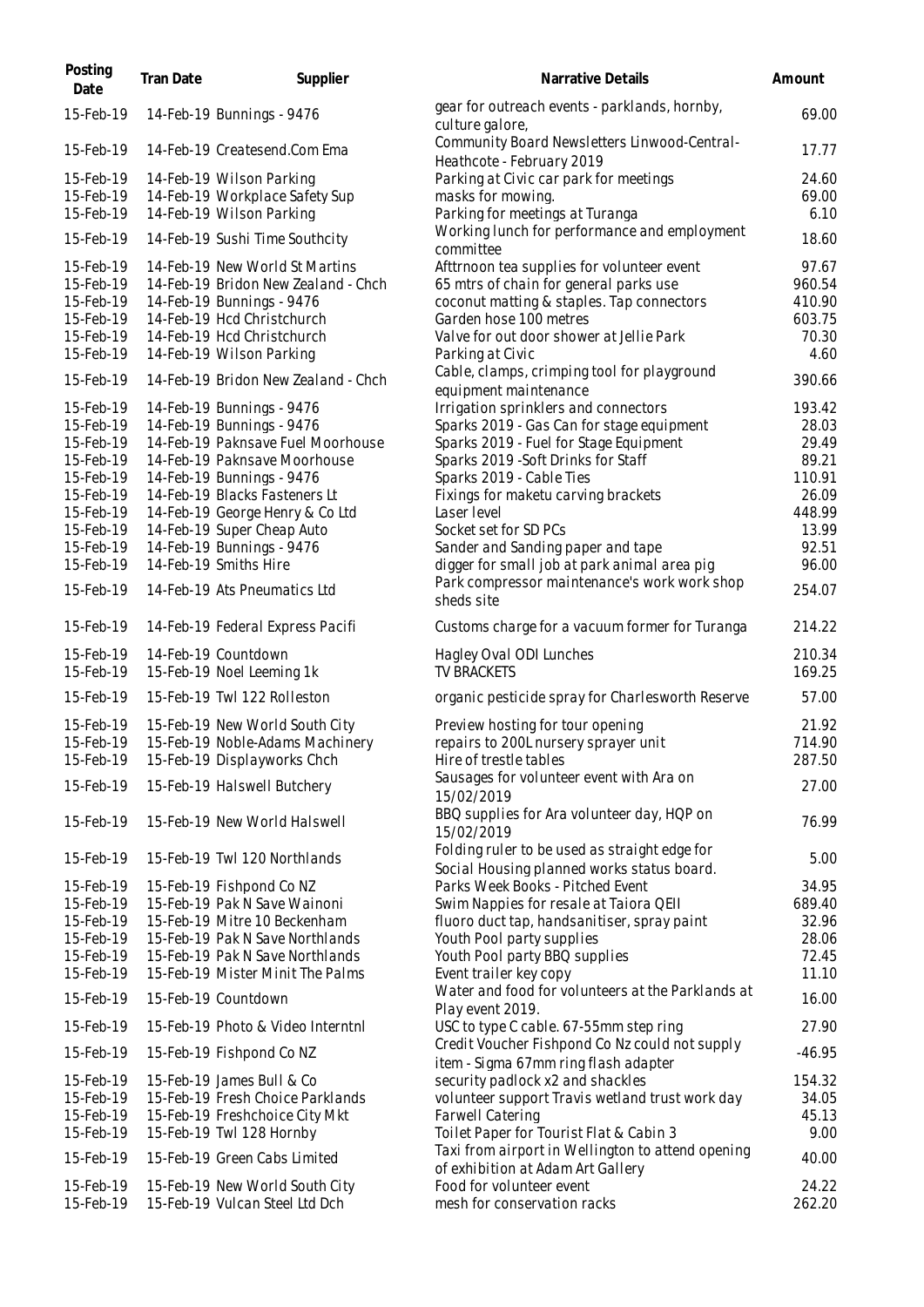| Posting Date | Tran Date | Supplier | Narrative Details | Amount |
| --- | --- | --- | --- | --- |
| 15-Feb-19 | 14-Feb-19 | Bunnings - 9476 | gear for outreach events - parklands, hornby, culture galore, | 69.00 |
| 15-Feb-19 | 14-Feb-19 | Createsend.Com Ema | Community Board Newsletters Linwood-Central-Heathcote - February 2019 | 17.77 |
| 15-Feb-19 | 14-Feb-19 | Wilson Parking | Parking at Civic car park for meetings | 24.60 |
| 15-Feb-19 | 14-Feb-19 | Workplace Safety Sup | masks for mowing. | 69.00 |
| 15-Feb-19 | 14-Feb-19 | Wilson Parking | Parking for meetings at Turanga | 6.10 |
| 15-Feb-19 | 14-Feb-19 | Sushi Time Southcity | Working lunch for performance and employment committee | 18.60 |
| 15-Feb-19 | 14-Feb-19 | New World St Martins | Afttrnoon tea supplies for volunteer event | 97.67 |
| 15-Feb-19 | 14-Feb-19 | Bridon New Zealand - Chch | 65 mtrs of chain for general parks use | 960.54 |
| 15-Feb-19 | 14-Feb-19 | Bunnings - 9476 | coconut matting & staples. Tap connectors | 410.90 |
| 15-Feb-19 | 14-Feb-19 | Hcd Christchurch | Garden hose 100 metres | 603.75 |
| 15-Feb-19 | 14-Feb-19 | Hcd Christchurch | Valve for out door shower at Jellie Park | 70.30 |
| 15-Feb-19 | 14-Feb-19 | Wilson Parking | Parking at Civic | 4.60 |
| 15-Feb-19 | 14-Feb-19 | Bridon New Zealand - Chch | Cable, clamps, crimping tool for playground equipment maintenance | 390.66 |
| 15-Feb-19 | 14-Feb-19 | Bunnings - 9476 | Irrigation sprinklers and connectors | 193.42 |
| 15-Feb-19 | 14-Feb-19 | Bunnings - 9476 | Sparks 2019 - Gas Can for stage equipment | 28.03 |
| 15-Feb-19 | 14-Feb-19 | Paknsave Fuel Moorhouse | Sparks 2019 - Fuel for Stage Equipment | 29.49 |
| 15-Feb-19 | 14-Feb-19 | Paknsave Moorhouse | Sparks 2019 -Soft Drinks for Staff | 89.21 |
| 15-Feb-19 | 14-Feb-19 | Bunnings - 9476 | Sparks 2019 - Cable Ties | 110.91 |
| 15-Feb-19 | 14-Feb-19 | Blacks Fasteners Lt | Fixings for maketu carving brackets | 26.09 |
| 15-Feb-19 | 14-Feb-19 | George Henry & Co Ltd | Laser level | 448.99 |
| 15-Feb-19 | 14-Feb-19 | Super Cheap Auto | Socket set for SD PCs | 13.99 |
| 15-Feb-19 | 14-Feb-19 | Bunnings - 9476 | Sander and Sanding paper and tape | 92.51 |
| 15-Feb-19 | 14-Feb-19 | Smiths Hire | digger for small job at park animal area pig | 96.00 |
| 15-Feb-19 | 14-Feb-19 | Ats Pneumatics Ltd | Park compressor maintenance's work work shop sheds site | 254.07 |
| 15-Feb-19 | 14-Feb-19 | Federal Express Pacifi | Customs charge for a vacuum former for Turanga | 214.22 |
| 15-Feb-19 | 14-Feb-19 | Countdown | Hagley Oval ODI Lunches | 210.34 |
| 15-Feb-19 | 15-Feb-19 | Noel Leeming 1k | TV BRACKETS | 169.25 |
| 15-Feb-19 | 15-Feb-19 | Twl 122 Rolleston | organic pesticide spray for Charlesworth Reserve | 57.00 |
| 15-Feb-19 | 15-Feb-19 | New World South City | Preview hosting for tour opening | 21.92 |
| 15-Feb-19 | 15-Feb-19 | Noble-Adams Machinery | repairs to 200L nursery sprayer unit | 714.90 |
| 15-Feb-19 | 15-Feb-19 | Displayworks Chch | Hire of trestle tables | 287.50 |
| 15-Feb-19 | 15-Feb-19 | Halswell Butchery | Sausages for volunteer event with Ara on 15/02/2019 | 27.00 |
| 15-Feb-19 | 15-Feb-19 | New World Halswell | BBQ supplies for Ara volunteer day, HQP on 15/02/2019 | 76.99 |
| 15-Feb-19 | 15-Feb-19 | Twl 120 Northlands | Folding ruler to be used as straight edge for Social Housing planned works status board. | 5.00 |
| 15-Feb-19 | 15-Feb-19 | Fishpond Co NZ | Parks Week Books - Pitched Event | 34.95 |
| 15-Feb-19 | 15-Feb-19 | Pak N Save Wainoni | Swim Nappies for resale at Taiora QEII | 689.40 |
| 15-Feb-19 | 15-Feb-19 | Mitre 10 Beckenham | fluoro duct tap, handsanitiser, spray paint | 32.96 |
| 15-Feb-19 | 15-Feb-19 | Pak N Save Northlands | Youth Pool party supplies | 28.06 |
| 15-Feb-19 | 15-Feb-19 | Pak N Save Northlands | Youth Pool party BBQ supplies | 72.45 |
| 15-Feb-19 | 15-Feb-19 | Mister Minit The Palms | Event trailer key copy | 11.10 |
| 15-Feb-19 | 15-Feb-19 | Countdown | Water and food for volunteers at the Parklands at Play event 2019. | 16.00 |
| 15-Feb-19 | 15-Feb-19 | Photo & Video Interntnl | USC to type C cable. 67-55mm step ring | 27.90 |
| 15-Feb-19 | 15-Feb-19 | Fishpond Co NZ | Credit Voucher Fishpond Co Nz could not supply item - Sigma 67mm ring flash adapter | -46.95 |
| 15-Feb-19 | 15-Feb-19 | James Bull & Co | security padlock x2 and shackles | 154.32 |
| 15-Feb-19 | 15-Feb-19 | Fresh Choice Parklands | volunteer support Travis wetland trust work day | 34.05 |
| 15-Feb-19 | 15-Feb-19 | Freshchoice City Mkt | Farwell Catering | 45.13 |
| 15-Feb-19 | 15-Feb-19 | Twl 128 Hornby | Toilet Paper for Tourist Flat & Cabin 3 | 9.00 |
| 15-Feb-19 | 15-Feb-19 | Green Cabs Limited | Taxi from airport in Wellington to attend opening of exhibition at Adam Art Gallery | 40.00 |
| 15-Feb-19 | 15-Feb-19 | New World South City | Food for volunteer event | 24.22 |
| 15-Feb-19 | 15-Feb-19 | Vulcan Steel Ltd Dch | mesh for conservation racks | 262.20 |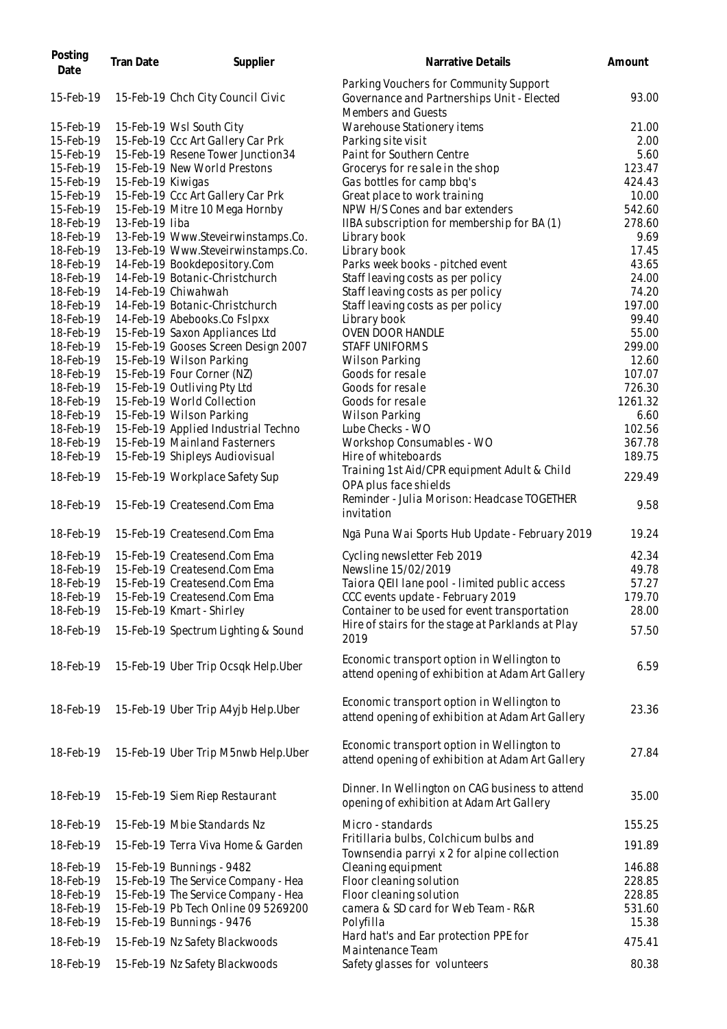| Posting Date | Tran Date | Supplier | Narrative Details | Amount |
| --- | --- | --- | --- | --- |
| 15-Feb-19 | 15-Feb-19 | Chch City Council Civic | Parking Vouchers for Community Support Governance and Partnerships Unit - Elected Members and Guests | 93.00 |
| 15-Feb-19 | 15-Feb-19 | Wsl South City | Warehouse Stationery items | 21.00 |
| 15-Feb-19 | 15-Feb-19 | Ccc Art Gallery Car Prk | Parking site visit | 2.00 |
| 15-Feb-19 | 15-Feb-19 | Resene Tower Junction34 | Paint for Southern Centre | 5.60 |
| 15-Feb-19 | 15-Feb-19 | New World Prestons | Grocerys for re sale in the shop | 123.47 |
| 15-Feb-19 | 15-Feb-19 | Kiwigas | Gas bottles for camp bbq's | 424.43 |
| 15-Feb-19 | 15-Feb-19 | Ccc Art Gallery Car Prk | Great place to work training | 10.00 |
| 15-Feb-19 | 15-Feb-19 | Mitre 10 Mega Hornby | NPW H/S Cones and bar extenders | 542.60 |
| 18-Feb-19 | 13-Feb-19 | Iiba | IIBA subscription for membership for BA (1) | 278.60 |
| 18-Feb-19 | 13-Feb-19 | Www.Steveirwinstamps.Co. | Library book | 9.69 |
| 18-Feb-19 | 13-Feb-19 | Www.Steveirwinstamps.Co. | Library book | 17.45 |
| 18-Feb-19 | 14-Feb-19 | Bookdepository.Com | Parks week books - pitched event | 43.65 |
| 18-Feb-19 | 14-Feb-19 | Botanic-Christchurch | Staff leaving costs as per policy | 24.00 |
| 18-Feb-19 | 14-Feb-19 | Chiwahwah | Staff leaving costs as per policy | 74.20 |
| 18-Feb-19 | 14-Feb-19 | Botanic-Christchurch | Staff leaving costs as per policy | 197.00 |
| 18-Feb-19 | 14-Feb-19 | Abebooks.Co Fslpxx | Library book | 99.40 |
| 18-Feb-19 | 15-Feb-19 | Saxon Appliances Ltd | OVEN DOOR HANDLE | 55.00 |
| 18-Feb-19 | 15-Feb-19 | Gooses Screen Design 2007 | STAFF UNIFORMS | 299.00 |
| 18-Feb-19 | 15-Feb-19 | Wilson Parking | Wilson Parking | 12.60 |
| 18-Feb-19 | 15-Feb-19 | Four Corner (NZ) | Goods for resale | 107.07 |
| 18-Feb-19 | 15-Feb-19 | Outliving Pty Ltd | Goods for resale | 726.30 |
| 18-Feb-19 | 15-Feb-19 | World Collection | Goods for resale | 1261.32 |
| 18-Feb-19 | 15-Feb-19 | Wilson Parking | Wilson Parking | 6.60 |
| 18-Feb-19 | 15-Feb-19 | Applied Industrial Techno | Lube Checks - WO | 102.56 |
| 18-Feb-19 | 15-Feb-19 | Mainland Fasterners | Workshop Consumables - WO | 367.78 |
| 18-Feb-19 | 15-Feb-19 | Shipleys Audiovisual | Hire of whiteboards | 189.75 |
| 18-Feb-19 | 15-Feb-19 | Workplace Safety Sup | Training 1st Aid/CPR equipment Adult & Child OPA plus face shields | 229.49 |
| 18-Feb-19 | 15-Feb-19 | Createsend.Com Ema | Reminder - Julia Morison: Headcase TOGETHER invitation | 9.58 |
| 18-Feb-19 | 15-Feb-19 | Createsend.Com Ema | Ngā Puna Wai Sports Hub Update - February 2019 | 19.24 |
| 18-Feb-19 | 15-Feb-19 | Createsend.Com Ema | Cycling newsletter Feb 2019 | 42.34 |
| 18-Feb-19 | 15-Feb-19 | Createsend.Com Ema | Newsline 15/02/2019 | 49.78 |
| 18-Feb-19 | 15-Feb-19 | Createsend.Com Ema | Taiora QEII lane pool - limited public access | 57.27 |
| 18-Feb-19 | 15-Feb-19 | Createsend.Com Ema | CCC events update - February 2019 | 179.70 |
| 18-Feb-19 | 15-Feb-19 | Kmart - Shirley | Container to be used for event transportation | 28.00 |
| 18-Feb-19 | 15-Feb-19 | Spectrum Lighting & Sound | Hire of stairs for the stage at Parklands at Play 2019 | 57.50 |
| 18-Feb-19 | 15-Feb-19 | Uber Trip Ocsqk Help.Uber | Economic transport option in Wellington to attend opening of exhibition at Adam Art Gallery | 6.59 |
| 18-Feb-19 | 15-Feb-19 | Uber Trip A4yjb Help.Uber | Economic transport option in Wellington to attend opening of exhibition at Adam Art Gallery | 23.36 |
| 18-Feb-19 | 15-Feb-19 | Uber Trip M5nwb Help.Uber | Economic transport option in Wellington to attend opening of exhibition at Adam Art Gallery | 27.84 |
| 18-Feb-19 | 15-Feb-19 | Siem Riep Restaurant | Dinner. In Wellington on CAG business to attend opening of exhibition at Adam Art Gallery | 35.00 |
| 18-Feb-19 | 15-Feb-19 | Mbie Standards Nz | Micro - standards | 155.25 |
| 18-Feb-19 | 15-Feb-19 | Terra Viva Home & Garden | Fritillaria bulbs, Colchicum bulbs and Townsendia parryi x 2 for alpine collection | 191.89 |
| 18-Feb-19 | 15-Feb-19 | Bunnings - 9482 | Cleaning equipment | 146.88 |
| 18-Feb-19 | 15-Feb-19 | The Service Company - Hea | Floor cleaning solution | 228.85 |
| 18-Feb-19 | 15-Feb-19 | The Service Company - Hea | Floor cleaning solution | 228.85 |
| 18-Feb-19 | 15-Feb-19 | Pb Tech Online 09 5269200 | camera & SD card for Web Team - R&R | 531.60 |
| 18-Feb-19 | 15-Feb-19 | Bunnings - 9476 | Polyfilla | 15.38 |
| 18-Feb-19 | 15-Feb-19 | Nz Safety Blackwoods | Hard hat's and Ear protection PPE for Maintenance Team | 475.41 |
| 18-Feb-19 | 15-Feb-19 | Nz Safety Blackwoods | Safety glasses for volunteers | 80.38 |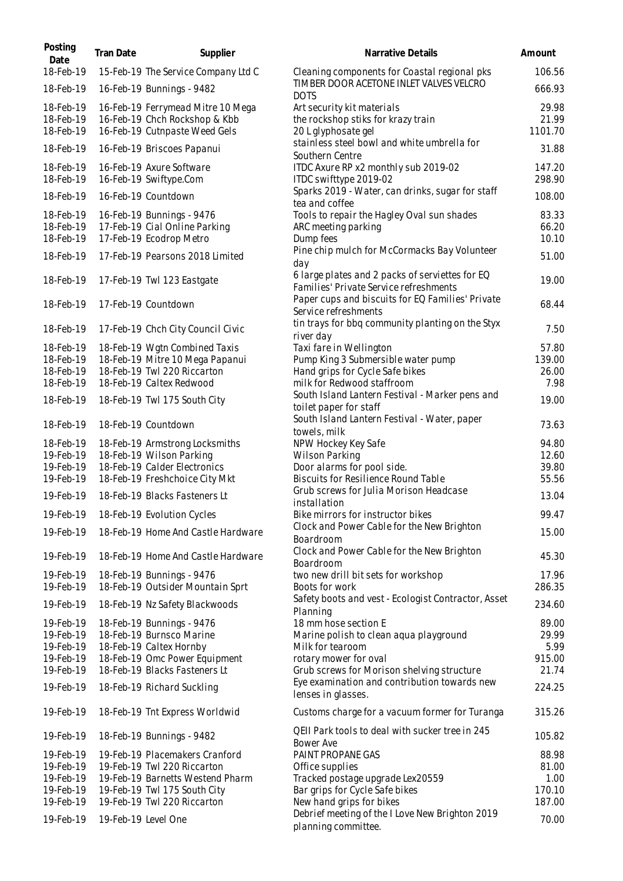| Posting Date | Tran Date | Supplier | Narrative Details | Amount |
|---|---|---|---|---|
| 18-Feb-19 | 15-Feb-19 | The Service Company Ltd C | Cleaning components for Coastal regional pks | 106.56 |
| 18-Feb-19 | 16-Feb-19 | Bunnings - 9482 | TIMBER DOOR ACETONE INLET VALVES VELCRO DOTS | 666.93 |
| 18-Feb-19 | 16-Feb-19 | Ferrymead Mitre 10 Mega | Art security kit materials | 29.98 |
| 18-Feb-19 | 16-Feb-19 | Chch Rockshop & Kbb | the rockshop stiks for krazy train | 21.99 |
| 18-Feb-19 | 16-Feb-19 | Cutnpaste Weed Gels | 20 L glyphosate gel | 1101.70 |
| 18-Feb-19 | 16-Feb-19 | Briscoes Papanui | stainless steel bowl and white umbrella for Southern Centre | 31.88 |
| 18-Feb-19 | 16-Feb-19 | Axure Software | ITDC Axure RP x2 monthly sub 2019-02 | 147.20 |
| 18-Feb-19 | 16-Feb-19 | Swiftype.Com | ITDC swifttype 2019-02 | 298.90 |
| 18-Feb-19 | 16-Feb-19 | Countdown | Sparks 2019 - Water, can drinks, sugar for staff tea and coffee | 108.00 |
| 18-Feb-19 | 16-Feb-19 | Bunnings - 9476 | Tools to repair the Hagley Oval sun shades | 83.33 |
| 18-Feb-19 | 17-Feb-19 | Cial Online Parking | ARC meeting parking | 66.20 |
| 18-Feb-19 | 17-Feb-19 | Ecodrop Metro | Dump fees | 10.10 |
| 18-Feb-19 | 17-Feb-19 | Pearsons 2018 Limited | Pine chip mulch for McCormacks Bay Volunteer day | 51.00 |
| 18-Feb-19 | 17-Feb-19 | Twl 123 Eastgate | 6 large plates and 2 packs of serviettes for EQ Families' Private Service refreshments | 19.00 |
| 18-Feb-19 | 17-Feb-19 | Countdown | Paper cups and biscuits for EQ Families' Private Service refreshments | 68.44 |
| 18-Feb-19 | 17-Feb-19 | Chch City Council Civic | tin trays for bbq community planting on the Styx river day | 7.50 |
| 18-Feb-19 | 18-Feb-19 | Wgtn Combined Taxis | Taxi fare in Wellington | 57.80 |
| 18-Feb-19 | 18-Feb-19 | Mitre 10 Mega Papanui | Pump King 3 Submersible water pump | 139.00 |
| 18-Feb-19 | 18-Feb-19 | Twl 220 Riccarton | Hand grips for Cycle Safe bikes | 26.00 |
| 18-Feb-19 | 18-Feb-19 | Caltex Redwood | milk for Redwood staffroom | 7.98 |
| 18-Feb-19 | 18-Feb-19 | Twl 175 South City | South Island Lantern Festival - Marker pens and toilet paper for staff | 19.00 |
| 18-Feb-19 | 18-Feb-19 | Countdown | South Island Lantern Festival - Water, paper towels, milk | 73.63 |
| 18-Feb-19 | 18-Feb-19 | Armstrong Locksmiths | NPW Hockey Key Safe | 94.80 |
| 19-Feb-19 | 18-Feb-19 | Wilson Parking | Wilson Parking | 12.60 |
| 19-Feb-19 | 18-Feb-19 | Calder Electronics | Door alarms for pool side. | 39.80 |
| 19-Feb-19 | 18-Feb-19 | Freshchoice City Mkt | Biscuits for Resilience Round Table | 55.56 |
| 19-Feb-19 | 18-Feb-19 | Blacks Fasteners Lt | Grub screws for Julia Morison Headcase installation | 13.04 |
| 19-Feb-19 | 18-Feb-19 | Evolution Cycles | Bike mirrors for instructor bikes | 99.47 |
| 19-Feb-19 | 18-Feb-19 | Home And Castle Hardware | Clock and Power Cable for the New Brighton Boardroom | 15.00 |
| 19-Feb-19 | 18-Feb-19 | Home And Castle Hardware | Clock and Power Cable for the New Brighton Boardroom | 45.30 |
| 19-Feb-19 | 18-Feb-19 | Bunnings - 9476 | two new drill bit sets for workshop | 17.96 |
| 19-Feb-19 | 18-Feb-19 | Outsider Mountain Sprt | Boots for work | 286.35 |
| 19-Feb-19 | 18-Feb-19 | Nz Safety Blackwoods | Safety boots and vest - Ecologist Contractor, Asset Planning | 234.60 |
| 19-Feb-19 | 18-Feb-19 | Bunnings - 9476 | 18 mm hose section E | 89.00 |
| 19-Feb-19 | 18-Feb-19 | Burnsco Marine | Marine polish to clean aqua playground | 29.99 |
| 19-Feb-19 | 18-Feb-19 | Caltex Hornby | Milk for tearoom | 5.99 |
| 19-Feb-19 | 18-Feb-19 | Omc Power Equipment | rotary mower for oval | 915.00 |
| 19-Feb-19 | 18-Feb-19 | Blacks Fasteners Lt | Grub screws for Morison shelving structure | 21.74 |
| 19-Feb-19 | 18-Feb-19 | Richard Suckling | Eye examination and contribution towards new lenses in glasses. | 224.25 |
| 19-Feb-19 | 18-Feb-19 | Tnt Express Worldwid | Customs charge for a vacuum former for Turanga | 315.26 |
| 19-Feb-19 | 18-Feb-19 | Bunnings - 9482 | QEII Park tools to deal with sucker tree in 245 Bower Ave | 105.82 |
| 19-Feb-19 | 19-Feb-19 | Placemakers Cranford | PAINT PROPANE GAS | 88.98 |
| 19-Feb-19 | 19-Feb-19 | Twl 220 Riccarton | Office supplies | 81.00 |
| 19-Feb-19 | 19-Feb-19 | Barnetts Westend Pharm | Tracked postage upgrade Lex20559 | 1.00 |
| 19-Feb-19 | 19-Feb-19 | Twl 175 South City | Bar grips for Cycle Safe bikes | 170.10 |
| 19-Feb-19 | 19-Feb-19 | Twl 220 Riccarton | New hand grips for bikes | 187.00 |
| 19-Feb-19 | 19-Feb-19 | Level One | Debrief meeting of the I Love New Brighton 2019 planning committee. | 70.00 |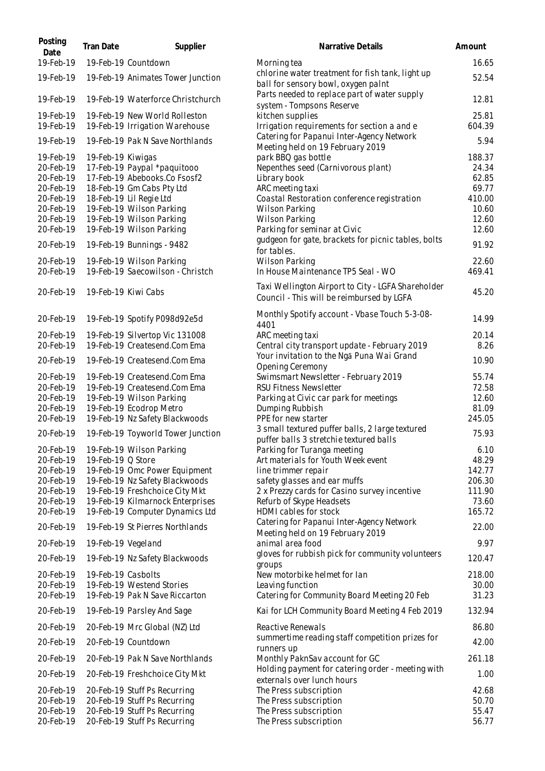| Posting Date | Tran Date | Supplier | Narrative Details | Amount |
|---|---|---|---|---|
| 19-Feb-19 | 19-Feb-19 | Countdown | Morning tea | 16.65 |
| 19-Feb-19 | 19-Feb-19 | Animates Tower Junction | chlorine water treatment for fish tank, light up ball for sensory bowl, oxygen palnt | 52.54 |
| 19-Feb-19 | 19-Feb-19 | Waterforce Christchurch | Parts needed to replace part of water supply system - Tompsons Reserve | 12.81 |
| 19-Feb-19 | 19-Feb-19 | New World Rolleston | kitchen supplies | 25.81 |
| 19-Feb-19 | 19-Feb-19 | Irrigation Warehouse | Irrigation requirements for section a and e | 604.39 |
| 19-Feb-19 | 19-Feb-19 | Pak N Save Northlands | Catering for Papanui Inter-Agency Network Meeting held on 19 February 2019 | 5.94 |
| 19-Feb-19 | 19-Feb-19 | Kiwigas | park BBQ gas bottle | 188.37 |
| 20-Feb-19 | 17-Feb-19 | Paypal *paquitooo | Nepenthes seed (Carnivorous plant) | 24.34 |
| 20-Feb-19 | 17-Feb-19 | Abebooks.Co Fsosf2 | Library book | 62.85 |
| 20-Feb-19 | 18-Feb-19 | Gm Cabs Pty Ltd | ARC meeting taxi | 69.77 |
| 20-Feb-19 | 18-Feb-19 | Lil Regie Ltd | Coastal Restoration conference registration | 410.00 |
| 20-Feb-19 | 19-Feb-19 | Wilson Parking | Wilson Parking | 10.60 |
| 20-Feb-19 | 19-Feb-19 | Wilson Parking | Wilson Parking | 12.60 |
| 20-Feb-19 | 19-Feb-19 | Wilson Parking | Parking for seminar at Civic | 12.60 |
| 20-Feb-19 | 19-Feb-19 | Bunnings - 9482 | gudgeon for gate, brackets for picnic tables, bolts for tables. | 91.92 |
| 20-Feb-19 | 19-Feb-19 | Wilson Parking | Wilson Parking | 22.60 |
| 20-Feb-19 | 19-Feb-19 | Saecowilson - Christch | In House Maintenance TP5 Seal - WO | 469.41 |
| 20-Feb-19 | 19-Feb-19 | Kiwi Cabs | Taxi Wellington Airport to City - LGFA Shareholder Council - This will be reimbursed by LGFA | 45.20 |
| 20-Feb-19 | 19-Feb-19 | Spotify P098d92e5d | Monthly Spotify account - Vbase Touch 5-3-08-4401 | 14.99 |
| 20-Feb-19 | 19-Feb-19 | Silvertop Vic 131008 | ARC meeting taxi | 20.14 |
| 20-Feb-19 | 19-Feb-19 | Createsend.Com Ema | Central city transport update - February 2019 | 8.26 |
| 20-Feb-19 | 19-Feb-19 | Createsend.Com Ema | Your invitation to the Ngā Puna Wai Grand Opening Ceremony | 10.90 |
| 20-Feb-19 | 19-Feb-19 | Createsend.Com Ema | Swimsmart Newsletter - February 2019 | 55.74 |
| 20-Feb-19 | 19-Feb-19 | Createsend.Com Ema | RSU Fitness Newsletter | 72.58 |
| 20-Feb-19 | 19-Feb-19 | Wilson Parking | Parking at Civic car park for meetings | 12.60 |
| 20-Feb-19 | 19-Feb-19 | Ecodrop Metro | Dumping Rubbish | 81.09 |
| 20-Feb-19 | 19-Feb-19 | Nz Safety Blackwoods | PPE for new starter | 245.05 |
| 20-Feb-19 | 19-Feb-19 | Toyworld Tower Junction | 3 small textured puffer balls, 2 large textured puffer balls 3 stretchie textured balls | 75.93 |
| 20-Feb-19 | 19-Feb-19 | Wilson Parking | Parking for Turanga meeting | 6.10 |
| 20-Feb-19 | 19-Feb-19 | Q Store | Art materials for Youth Week event | 48.29 |
| 20-Feb-19 | 19-Feb-19 | Omc Power Equipment | line trimmer repair | 142.77 |
| 20-Feb-19 | 19-Feb-19 | Nz Safety Blackwoods | safety glasses and ear muffs | 206.30 |
| 20-Feb-19 | 19-Feb-19 | Freshchoice City Mkt | 2 x Prezzy cards for Casino survey incentive | 111.90 |
| 20-Feb-19 | 19-Feb-19 | Kilmarnock Enterprises | Refurb of Skype Headsets | 73.60 |
| 20-Feb-19 | 19-Feb-19 | Computer Dynamics Ltd | HDMI cables for stock | 165.72 |
| 20-Feb-19 | 19-Feb-19 | St Pierres Northlands | Catering for Papanui Inter-Agency Network Meeting held on 19 February 2019 | 22.00 |
| 20-Feb-19 | 19-Feb-19 | Vegeland | animal area food | 9.97 |
| 20-Feb-19 | 19-Feb-19 | Nz Safety Blackwoods | gloves for rubbish pick for community volunteers groups | 120.47 |
| 20-Feb-19 | 19-Feb-19 | Casbolts | New motorbike helmet for Ian | 218.00 |
| 20-Feb-19 | 19-Feb-19 | Westend Stories | Leaving function | 30.00 |
| 20-Feb-19 | 19-Feb-19 | Pak N Save Riccarton | Catering for Community Board Meeting 20 Feb | 31.23 |
| 20-Feb-19 | 19-Feb-19 | Parsley And Sage | Kai for LCH Community Board Meeting 4 Feb 2019 | 132.94 |
| 20-Feb-19 | 20-Feb-19 | Mrc Global (NZ) Ltd | Reactive Renewals | 86.80 |
| 20-Feb-19 | 20-Feb-19 | Countdown | summertime reading staff competition prizes for runners up | 42.00 |
| 20-Feb-19 | 20-Feb-19 | Pak N Save Northlands | Monthly PaknSav account for GC | 261.18 |
| 20-Feb-19 | 20-Feb-19 | Freshchoice City Mkt | Holding payment for catering order - meeting with externals over lunch hours | 1.00 |
| 20-Feb-19 | 20-Feb-19 | Stuff Ps Recurring | The Press subscription | 42.68 |
| 20-Feb-19 | 20-Feb-19 | Stuff Ps Recurring | The Press subscription | 50.70 |
| 20-Feb-19 | 20-Feb-19 | Stuff Ps Recurring | The Press subscription | 55.47 |
| 20-Feb-19 | 20-Feb-19 | Stuff Ps Recurring | The Press subscription | 56.77 |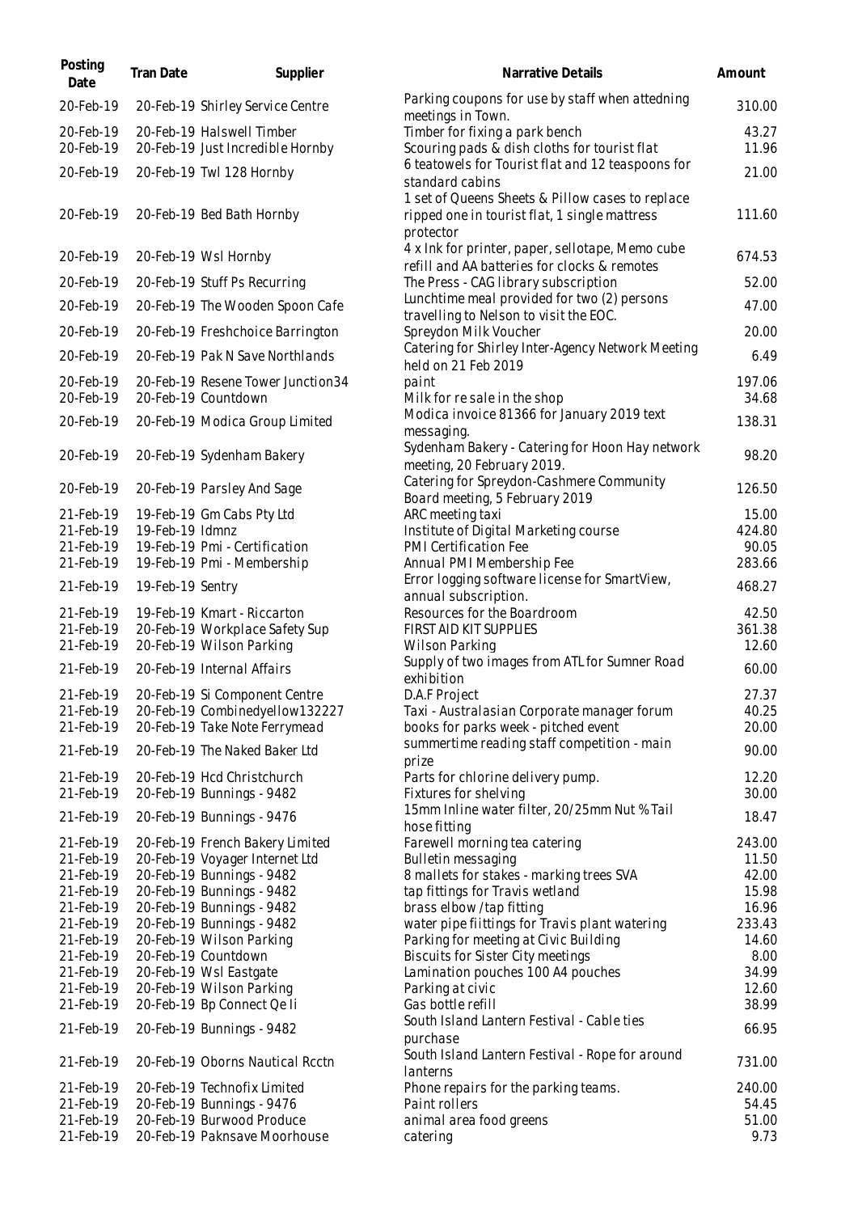| Posting Date | Tran Date | Supplier | Narrative Details | Amount |
|---|---|---|---|---|
| 20-Feb-19 | 20-Feb-19 | Shirley Service Centre | Parking coupons for use by staff when attedning meetings in Town. | 310.00 |
| 20-Feb-19 | 20-Feb-19 | Halswell Timber | Timber for fixing a park bench | 43.27 |
| 20-Feb-19 | 20-Feb-19 | Just Incredible Hornby | Scouring pads & dish cloths for tourist flat | 11.96 |
| 20-Feb-19 | 20-Feb-19 | Twl 128 Hornby | 6 teatowels for Tourist flat and 12 teaspoons for standard cabins | 21.00 |
| 20-Feb-19 | 20-Feb-19 | Bed Bath Hornby | 1 set of Queens Sheets & Pillow cases to replace ripped one in tourist flat, 1 single mattress protector | 111.60 |
| 20-Feb-19 | 20-Feb-19 | Wsl Hornby | 4 x Ink for printer, paper, sellotape, Memo cube refill and AA batteries for clocks & remotes | 674.53 |
| 20-Feb-19 | 20-Feb-19 | Stuff Ps Recurring | The Press - CAG library subscription | 52.00 |
| 20-Feb-19 | 20-Feb-19 | The Wooden Spoon Cafe | Lunchtime meal provided for two (2) persons travelling to Nelson to visit the EOC. | 47.00 |
| 20-Feb-19 | 20-Feb-19 | Freshchoice Barrington | Spreydon Milk Voucher | 20.00 |
| 20-Feb-19 | 20-Feb-19 | Pak N Save Northlands | Catering for Shirley Inter-Agency Network Meeting held on 21 Feb 2019 | 6.49 |
| 20-Feb-19 | 20-Feb-19 | Resene Tower Junction34 | paint | 197.06 |
| 20-Feb-19 | 20-Feb-19 | Countdown | Milk for re sale in the shop | 34.68 |
| 20-Feb-19 | 20-Feb-19 | Modica Group Limited | Modica invoice 81366 for January 2019 text messaging. | 138.31 |
| 20-Feb-19 | 20-Feb-19 | Sydenham Bakery | Sydenham Bakery - Catering for Hoon Hay network meeting, 20 February 2019. | 98.20 |
| 20-Feb-19 | 20-Feb-19 | Parsley And Sage | Catering for Spreydon-Cashmere Community Board meeting, 5 February 2019 | 126.50 |
| 21-Feb-19 | 19-Feb-19 | Gm Cabs Pty Ltd | ARC meeting taxi | 15.00 |
| 21-Feb-19 | 19-Feb-19 | Idmnz | Institute of Digital Marketing course | 424.80 |
| 21-Feb-19 | 19-Feb-19 | Pmi - Certification | PMI Certification Fee | 90.05 |
| 21-Feb-19 | 19-Feb-19 | Pmi - Membership | Annual PMI Membership Fee | 283.66 |
| 21-Feb-19 | 19-Feb-19 | Sentry | Error logging software license for SmartView, annual subscription. | 468.27 |
| 21-Feb-19 | 19-Feb-19 | Kmart - Riccarton | Resources for the Boardroom | 42.50 |
| 21-Feb-19 | 20-Feb-19 | Workplace Safety Sup | FIRST AID KIT SUPPLIES | 361.38 |
| 21-Feb-19 | 20-Feb-19 | Wilson Parking | Wilson Parking | 12.60 |
| 21-Feb-19 | 20-Feb-19 | Internal Affairs | Supply of two images from ATL for Sumner Road exhibition | 60.00 |
| 21-Feb-19 | 20-Feb-19 | Si Component Centre | D.A.F Project | 27.37 |
| 21-Feb-19 | 20-Feb-19 | Combinedyellow132227 | Taxi - Australasian Corporate manager forum | 40.25 |
| 21-Feb-19 | 20-Feb-19 | Take Note Ferrymead | books for parks week - pitched event | 20.00 |
| 21-Feb-19 | 20-Feb-19 | The Naked Baker Ltd | summertime reading staff competition - main prize | 90.00 |
| 21-Feb-19 | 20-Feb-19 | Hcd Christchurch | Parts for chlorine delivery pump. | 12.20 |
| 21-Feb-19 | 20-Feb-19 | Bunnings - 9482 | Fixtures for shelving | 30.00 |
| 21-Feb-19 | 20-Feb-19 | Bunnings - 9476 | 15mm Inline water filter, 20/25mm Nut % Tail hose fitting | 18.47 |
| 21-Feb-19 | 20-Feb-19 | French Bakery Limited | Farewell morning tea catering | 243.00 |
| 21-Feb-19 | 20-Feb-19 | Voyager Internet Ltd | Bulletin messaging | 11.50 |
| 21-Feb-19 | 20-Feb-19 | Bunnings - 9482 | 8 mallets for stakes - marking trees SVA | 42.00 |
| 21-Feb-19 | 20-Feb-19 | Bunnings - 9482 | tap fittings for Travis wetland | 15.98 |
| 21-Feb-19 | 20-Feb-19 | Bunnings - 9482 | brass elbow /tap fitting | 16.96 |
| 21-Feb-19 | 20-Feb-19 | Bunnings - 9482 | water pipe fiittings for Travis plant watering | 233.43 |
| 21-Feb-19 | 20-Feb-19 | Wilson Parking | Parking for meeting at Civic Building | 14.60 |
| 21-Feb-19 | 20-Feb-19 | Countdown | Biscuits for Sister City meetings | 8.00 |
| 21-Feb-19 | 20-Feb-19 | Wsl Eastgate | Lamination pouches 100 A4 pouches | 34.99 |
| 21-Feb-19 | 20-Feb-19 | Wilson Parking | Parking at civic | 12.60 |
| 21-Feb-19 | 20-Feb-19 | Bp Connect Qe Ii | Gas bottle refill | 38.99 |
| 21-Feb-19 | 20-Feb-19 | Bunnings - 9482 | South Island Lantern Festival - Cable ties purchase | 66.95 |
| 21-Feb-19 | 20-Feb-19 | Oborns Nautical Rcctn | South Island Lantern Festival - Rope for around lanterns | 731.00 |
| 21-Feb-19 | 20-Feb-19 | Technofix Limited | Phone repairs for the parking teams. | 240.00 |
| 21-Feb-19 | 20-Feb-19 | Bunnings - 9476 | Paint rollers | 54.45 |
| 21-Feb-19 | 20-Feb-19 | Burwood Produce | animal area food greens | 51.00 |
| 21-Feb-19 | 20-Feb-19 | Paknsave Moorhouse | catering | 9.73 |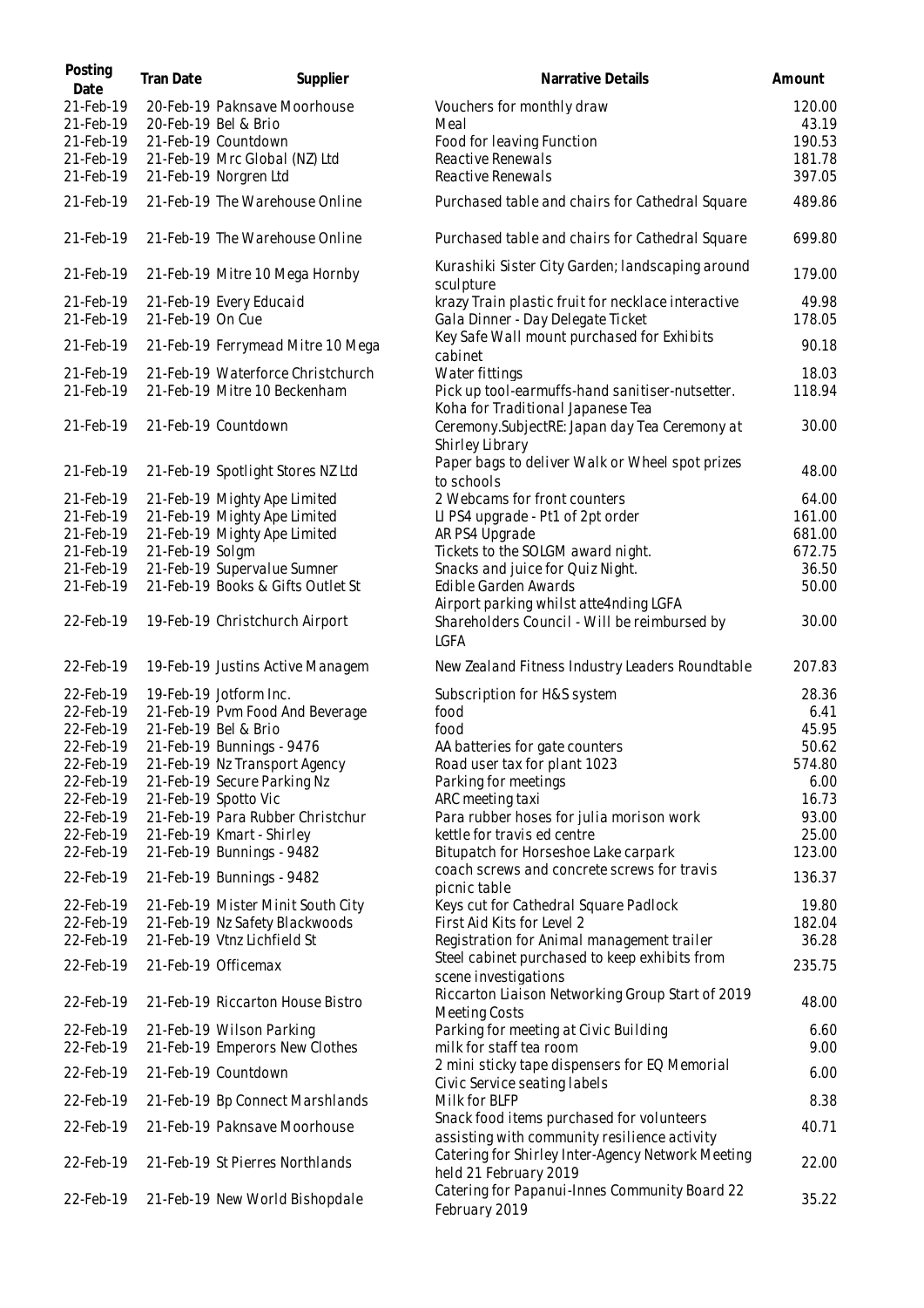| Posting Date | Tran Date | Supplier | Narrative Details | Amount |
|---|---|---|---|---|
| 21-Feb-19 | 20-Feb-19 | Paknsave Moorhouse | Vouchers for monthly draw | 120.00 |
| 21-Feb-19 | 20-Feb-19 | Bel & Brio | Meal | 43.19 |
| 21-Feb-19 | 21-Feb-19 | Countdown | Food for leaving Function | 190.53 |
| 21-Feb-19 | 21-Feb-19 | Mrc Global (NZ) Ltd | Reactive Renewals | 181.78 |
| 21-Feb-19 | 21-Feb-19 | Norgren Ltd | Reactive Renewals | 397.05 |
| 21-Feb-19 | 21-Feb-19 | The Warehouse Online | Purchased table and chairs for Cathedral Square | 489.86 |
| 21-Feb-19 | 21-Feb-19 | The Warehouse Online | Purchased table and chairs for Cathedral Square | 699.80 |
| 21-Feb-19 | 21-Feb-19 | Mitre 10 Mega Hornby | Kurashiki Sister City Garden; landscaping around sculpture | 179.00 |
| 21-Feb-19 | 21-Feb-19 | Every Educaid | krazy Train plastic fruit for necklace interactive | 49.98 |
| 21-Feb-19 | 21-Feb-19 | On Cue | Gala Dinner - Day Delegate Ticket | 178.05 |
| 21-Feb-19 | 21-Feb-19 | Ferrymead Mitre 10 Mega | Key Safe Wall mount purchased for Exhibits cabinet | 90.18 |
| 21-Feb-19 | 21-Feb-19 | Waterforce Christchurch | Water fittings | 18.03 |
| 21-Feb-19 | 21-Feb-19 | Mitre 10 Beckenham | Pick up tool-earmuffs-hand sanitiser-nutsetter. | 118.94 |
| 21-Feb-19 | 21-Feb-19 | Countdown | Koha for Traditional Japanese Tea Ceremony.SubjectRE: Japan day Tea Ceremony at Shirley Library | 30.00 |
| 21-Feb-19 | 21-Feb-19 | Spotlight Stores NZ Ltd | Paper bags to deliver Walk or Wheel spot prizes to schools | 48.00 |
| 21-Feb-19 | 21-Feb-19 | Mighty Ape Limited | 2 Webcams for front counters | 64.00 |
| 21-Feb-19 | 21-Feb-19 | Mighty Ape Limited | LI PS4 upgrade - Pt1 of 2pt order | 161.00 |
| 21-Feb-19 | 21-Feb-19 | Mighty Ape Limited | AR PS4 Upgrade | 681.00 |
| 21-Feb-19 | 21-Feb-19 | Solgm | Tickets to the SOLGM award night. | 672.75 |
| 21-Feb-19 | 21-Feb-19 | Supervalue Sumner | Snacks and juice for Quiz Night. | 36.50 |
| 21-Feb-19 | 21-Feb-19 | Books & Gifts Outlet St | Edible Garden Awards | 50.00 |
| 22-Feb-19 | 19-Feb-19 | Christchurch Airport | Airport parking whilst atte4nding LGFA Shareholders Council - Will be reimbursed by LGFA | 30.00 |
| 22-Feb-19 | 19-Feb-19 | Justins Active Managem | New Zealand Fitness Industry Leaders Roundtable | 207.83 |
| 22-Feb-19 | 19-Feb-19 | Jotform Inc. | Subscription for H&S system | 28.36 |
| 22-Feb-19 | 21-Feb-19 | Pvm Food And Beverage | food | 6.41 |
| 22-Feb-19 | 21-Feb-19 | Bel & Brio | food | 45.95 |
| 22-Feb-19 | 21-Feb-19 | Bunnings - 9476 | AA batteries for gate counters | 50.62 |
| 22-Feb-19 | 21-Feb-19 | Nz Transport Agency | Road user tax for plant 1023 | 574.80 |
| 22-Feb-19 | 21-Feb-19 | Secure Parking Nz | Parking for meetings | 6.00 |
| 22-Feb-19 | 21-Feb-19 | Spotto Vic | ARC meeting taxi | 16.73 |
| 22-Feb-19 | 21-Feb-19 | Para Rubber Christchur | Para rubber hoses for julia morison work | 93.00 |
| 22-Feb-19 | 21-Feb-19 | Kmart - Shirley | kettle for travis ed centre | 25.00 |
| 22-Feb-19 | 21-Feb-19 | Bunnings - 9482 | Bitupatch for Horseshoe Lake carpark | 123.00 |
| 22-Feb-19 | 21-Feb-19 | Bunnings - 9482 | coach screws and concrete screws for travis picnic table | 136.37 |
| 22-Feb-19 | 21-Feb-19 | Mister Minit South City | Keys cut for Cathedral Square Padlock | 19.80 |
| 22-Feb-19 | 21-Feb-19 | Nz Safety Blackwoods | First Aid Kits for Level 2 | 182.04 |
| 22-Feb-19 | 21-Feb-19 | Vtnz Lichfield St | Registration for Animal management trailer | 36.28 |
| 22-Feb-19 | 21-Feb-19 | Officemax | Steel cabinet purchased to keep exhibits from scene investigations | 235.75 |
| 22-Feb-19 | 21-Feb-19 | Riccarton House Bistro | Riccarton Liaison Networking Group Start of 2019 Meeting Costs | 48.00 |
| 22-Feb-19 | 21-Feb-19 | Wilson Parking | Parking for meeting at Civic Building | 6.60 |
| 22-Feb-19 | 21-Feb-19 | Emperors New Clothes | milk for staff tea room | 9.00 |
| 22-Feb-19 | 21-Feb-19 | Countdown | 2 mini sticky tape dispensers for EQ Memorial Civic Service seating labels | 6.00 |
| 22-Feb-19 | 21-Feb-19 | Bp Connect Marshlands | Milk for BLFP | 8.38 |
| 22-Feb-19 | 21-Feb-19 | Paknsave Moorhouse | Snack food items purchased for volunteers assisting with community resilience activity | 40.71 |
| 22-Feb-19 | 21-Feb-19 | St Pierres Northlands | Catering for Shirley Inter-Agency Network Meeting held 21 February 2019 | 22.00 |
| 22-Feb-19 | 21-Feb-19 | New World Bishopdale | Catering for Papanui-Innes Community Board 22 February 2019 | 35.22 |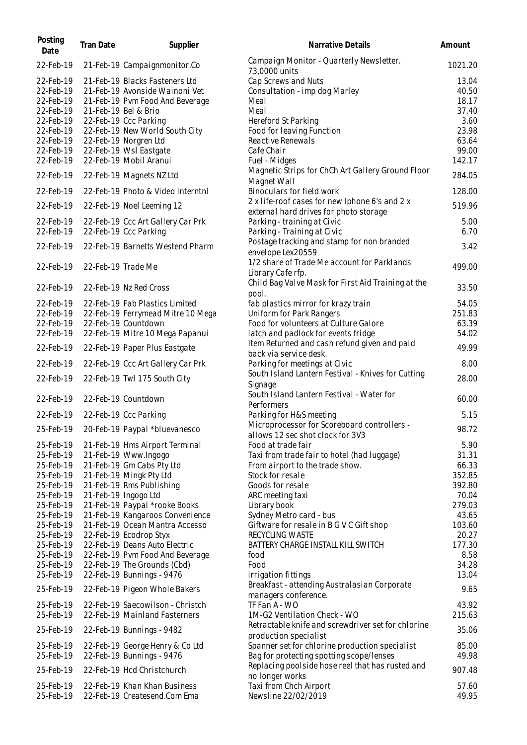| Posting Date | Tran Date | Supplier | Narrative Details | Amount |
| --- | --- | --- | --- | --- |
| 22-Feb-19 | 21-Feb-19 | Campaignmonitor.Co | Campaign Monitor - Quarterly Newsletter. 73,0000 units | 1021.20 |
| 22-Feb-19 | 21-Feb-19 | Blacks Fasteners Ltd | Cap Screws and Nuts | 13.04 |
| 22-Feb-19 | 21-Feb-19 | Avonside Wainoni Vet | Consultation - imp dog Marley | 40.50 |
| 22-Feb-19 | 21-Feb-19 | Pvm Food And Beverage | Meal | 18.17 |
| 22-Feb-19 | 21-Feb-19 | Bel & Brio | Meal | 37.40 |
| 22-Feb-19 | 22-Feb-19 | Ccc Parking | Hereford St Parking | 3.60 |
| 22-Feb-19 | 22-Feb-19 | New World South City | Food for leaving Function | 23.98 |
| 22-Feb-19 | 22-Feb-19 | Norgren Ltd | Reactive Renewals | 63.64 |
| 22-Feb-19 | 22-Feb-19 | Wsl Eastgate | Cafe Chair | 99.00 |
| 22-Feb-19 | 22-Feb-19 | Mobil Aranui | Fuel - Midges | 142.17 |
| 22-Feb-19 | 22-Feb-19 | Magnets NZ Ltd | Magnetic Strips for ChCh Art Gallery Ground Floor Magnet Wall | 284.05 |
| 22-Feb-19 | 22-Feb-19 | Photo & Video Interntnl | Binoculars for field work | 128.00 |
| 22-Feb-19 | 22-Feb-19 | Noel Leeming 12 | 2 x life-roof cases for new Iphone 6's and 2 x external hard drives for photo storage | 519.96 |
| 22-Feb-19 | 22-Feb-19 | Ccc Art Gallery Car Prk | Parking - training at Civic | 5.00 |
| 22-Feb-19 | 22-Feb-19 | Ccc Parking | Parking - Training at Civic | 6.70 |
| 22-Feb-19 | 22-Feb-19 | Barnetts Westend Pharm | Postage tracking and stamp for non branded envelope Lex20559 | 3.42 |
| 22-Feb-19 | 22-Feb-19 | Trade Me | 1/2 share of Trade Me account for Parklands Library Cafe rfp. | 499.00 |
| 22-Feb-19 | 22-Feb-19 | Nz Red Cross | Child Bag Valve Mask for First Aid Training at the pool. | 33.50 |
| 22-Feb-19 | 22-Feb-19 | Fab Plastics Limited | fab plastics mirror for krazy train | 54.05 |
| 22-Feb-19 | 22-Feb-19 | Ferrymead Mitre 10 Mega | Uniform for Park Rangers | 251.83 |
| 22-Feb-19 | 22-Feb-19 | Countdown | Food for volunteers at Culture Galore | 63.39 |
| 22-Feb-19 | 22-Feb-19 | Mitre 10 Mega Papanui | latch and padlock for events fridge | 54.02 |
| 22-Feb-19 | 22-Feb-19 | Paper Plus Eastgate | Item Returned and cash refund given and paid back via service desk. | 49.99 |
| 22-Feb-19 | 22-Feb-19 | Ccc Art Gallery Car Prk | Parking for meetings at Civic | 8.00 |
| 22-Feb-19 | 22-Feb-19 | Twl 175 South City | South Island Lantern Festival - Knives for Cutting Signage | 28.00 |
| 22-Feb-19 | 22-Feb-19 | Countdown | South Island Lantern Festival - Water for Performers | 60.00 |
| 22-Feb-19 | 22-Feb-19 | Ccc Parking | Parking for H&S meeting | 5.15 |
| 25-Feb-19 | 20-Feb-19 | Paypal *bluevanesco | Microprocessor for Scoreboard controllers - allows 12 sec shot clock for 3V3 | 98.72 |
| 25-Feb-19 | 21-Feb-19 | Hms Airport Terminal | Food at trade fair | 5.90 |
| 25-Feb-19 | 21-Feb-19 | Www.Ingogo | Taxi from trade fair to hotel (had luggage) | 31.31 |
| 25-Feb-19 | 21-Feb-19 | Gm Cabs Pty Ltd | From airport to the trade show. | 66.33 |
| 25-Feb-19 | 21-Feb-19 | Mingk Pty Ltd | Stock for resale | 352.85 |
| 25-Feb-19 | 21-Feb-19 | Rms Publishing | Goods for resale | 392.80 |
| 25-Feb-19 | 21-Feb-19 | Ingogo Ltd | ARC meeting taxi | 70.04 |
| 25-Feb-19 | 21-Feb-19 | Paypal *rooke Books | Library book | 279.03 |
| 25-Feb-19 | 21-Feb-19 | Kangaroos Convenience | Sydney Metro card - bus | 43.65 |
| 25-Feb-19 | 21-Feb-19 | Ocean Mantra Accesso | Giftware for resale in B G V C Gift shop | 103.60 |
| 25-Feb-19 | 22-Feb-19 | Ecodrop Styx | RECYCLING WASTE | 20.27 |
| 25-Feb-19 | 22-Feb-19 | Deans Auto Electric | BATTERY CHARGE INSTALL KILL SWITCH | 177.30 |
| 25-Feb-19 | 22-Feb-19 | Pvm Food And Beverage | food | 8.58 |
| 25-Feb-19 | 22-Feb-19 | The Grounds (Cbd) | Food | 34.28 |
| 25-Feb-19 | 22-Feb-19 | Bunnings - 9476 | irrigation fittings | 13.04 |
| 25-Feb-19 | 22-Feb-19 | Pigeon Whole Bakers | Breakfast - attending Australasian Corporate managers conference. | 9.65 |
| 25-Feb-19 | 22-Feb-19 | Saecowilson - Christch | TF Fan A - WO | 43.92 |
| 25-Feb-19 | 22-Feb-19 | Mainland Fasterners | 1M-G2 Ventilation Check - WO | 215.63 |
| 25-Feb-19 | 22-Feb-19 | Bunnings - 9482 | Retractable knife and screwdriver set for chlorine production specialist | 35.06 |
| 25-Feb-19 | 22-Feb-19 | George Henry & Co Ltd | Spanner set for chlorine production specialist | 85.00 |
| 25-Feb-19 | 22-Feb-19 | Bunnings - 9476 | Bag for protecting spotting scope/lenses | 49.98 |
| 25-Feb-19 | 22-Feb-19 | Hcd Christchurch | Replacing poolside hose reel that has rusted and no longer works | 907.48 |
| 25-Feb-19 | 22-Feb-19 | Khan Khan Business | Taxi from Chch Airport | 57.60 |
| 25-Feb-19 | 22-Feb-19 | Createsend.Com Ema | Newsline 22/02/2019 | 49.95 |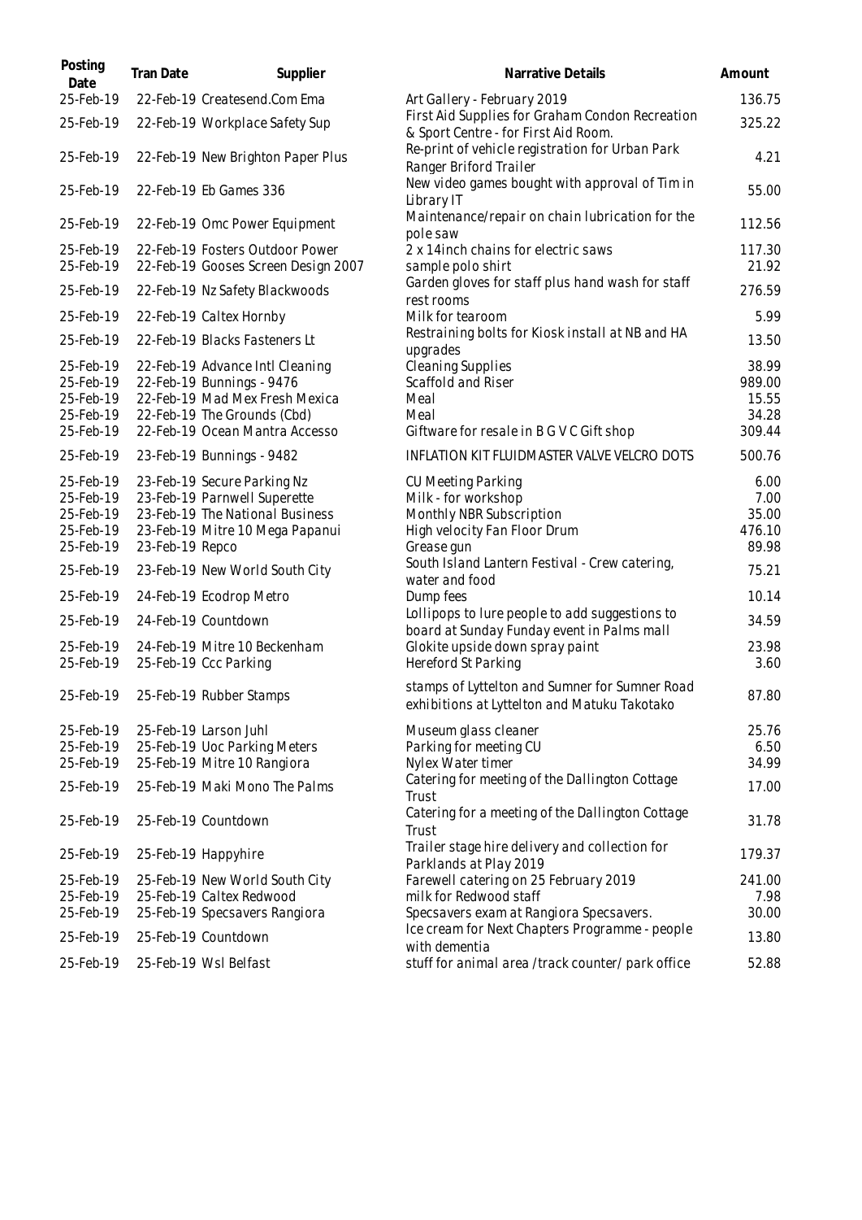| Posting Date | Tran Date | Supplier | Narrative Details | Amount |
|---|---|---|---|---|
| 25-Feb-19 | 22-Feb-19 | Createsend.Com Ema | Art Gallery - February 2019 | 136.75 |
| 25-Feb-19 | 22-Feb-19 | Workplace Safety Sup | First Aid Supplies for Graham Condon Recreation & Sport Centre - for First Aid Room. | 325.22 |
| 25-Feb-19 | 22-Feb-19 | New Brighton Paper Plus | Re-print of vehicle registration for Urban Park Ranger Briford Trailer | 4.21 |
| 25-Feb-19 | 22-Feb-19 | Eb Games 336 | New video games bought with approval of Tim in Library IT | 55.00 |
| 25-Feb-19 | 22-Feb-19 | Omc Power Equipment | Maintenance/repair on chain lubrication for the pole saw | 112.56 |
| 25-Feb-19 | 22-Feb-19 | Fosters Outdoor Power | 2 x 14inch chains for electric saws | 117.30 |
| 25-Feb-19 | 22-Feb-19 | Gooses Screen Design 2007 | sample polo shirt | 21.92 |
| 25-Feb-19 | 22-Feb-19 | Nz Safety Blackwoods | Garden gloves for staff plus hand wash for staff rest rooms | 276.59 |
| 25-Feb-19 | 22-Feb-19 | Caltex Hornby | Milk for tearoom | 5.99 |
| 25-Feb-19 | 22-Feb-19 | Blacks Fasteners Lt | Restraining bolts for Kiosk install at NB and HA upgrades | 13.50 |
| 25-Feb-19 | 22-Feb-19 | Advance Intl Cleaning | Cleaning Supplies | 38.99 |
| 25-Feb-19 | 22-Feb-19 | Bunnings - 9476 | Scaffold and Riser | 989.00 |
| 25-Feb-19 | 22-Feb-19 | Mad Mex Fresh Mexica | Meal | 15.55 |
| 25-Feb-19 | 22-Feb-19 | The Grounds (Cbd) | Meal | 34.28 |
| 25-Feb-19 | 22-Feb-19 | Ocean Mantra Accesso | Giftware for resale in B G V C Gift shop | 309.44 |
| 25-Feb-19 | 23-Feb-19 | Bunnings - 9482 | INFLATION KIT FLUIDMASTER VALVE VELCRO DOTS | 500.76 |
| 25-Feb-19 | 23-Feb-19 | Secure Parking Nz | CU Meeting Parking | 6.00 |
| 25-Feb-19 | 23-Feb-19 | Parnwell Superette | Milk - for workshop | 7.00 |
| 25-Feb-19 | 23-Feb-19 | The National Business | Monthly NBR Subscription | 35.00 |
| 25-Feb-19 | 23-Feb-19 | Mitre 10 Mega Papanui | High velocity Fan Floor Drum | 476.10 |
| 25-Feb-19 | 23-Feb-19 | Repco | Grease gun | 89.98 |
| 25-Feb-19 | 23-Feb-19 | New World South City | South Island Lantern Festival - Crew catering, water and food | 75.21 |
| 25-Feb-19 | 24-Feb-19 | Ecodrop Metro | Dump fees | 10.14 |
| 25-Feb-19 | 24-Feb-19 | Countdown | Lollipops to lure people to add suggestions to board at Sunday Funday event in Palms mall | 34.59 |
| 25-Feb-19 | 24-Feb-19 | Mitre 10 Beckenham | Glokite upside down spray paint | 23.98 |
| 25-Feb-19 | 25-Feb-19 | Ccc Parking | Hereford St Parking | 3.60 |
| 25-Feb-19 | 25-Feb-19 | Rubber Stamps | stamps of Lyttelton and Sumner for Sumner Road exhibitions at Lyttelton and Matuku Takotako | 87.80 |
| 25-Feb-19 | 25-Feb-19 | Larson Juhl | Museum glass cleaner | 25.76 |
| 25-Feb-19 | 25-Feb-19 | Uoc Parking Meters | Parking for meeting CU | 6.50 |
| 25-Feb-19 | 25-Feb-19 | Mitre 10 Rangiora | Nylex Water timer | 34.99 |
| 25-Feb-19 | 25-Feb-19 | Maki Mono The Palms | Catering for meeting of the Dallington Cottage Trust | 17.00 |
| 25-Feb-19 | 25-Feb-19 | Countdown | Catering for a meeting of the Dallington Cottage Trust | 31.78 |
| 25-Feb-19 | 25-Feb-19 | Happyhire | Trailer stage hire delivery and collection for Parklands at Play 2019 | 179.37 |
| 25-Feb-19 | 25-Feb-19 | New World South City | Farewell catering on 25 February 2019 | 241.00 |
| 25-Feb-19 | 25-Feb-19 | Caltex Redwood | milk for Redwood staff | 7.98 |
| 25-Feb-19 | 25-Feb-19 | Specsavers Rangiora | Specsavers exam at Rangiora Specsavers. | 30.00 |
| 25-Feb-19 | 25-Feb-19 | Countdown | Ice cream for Next Chapters Programme - people with dementia | 13.80 |
| 25-Feb-19 | 25-Feb-19 | Wsl Belfast | stuff for animal area /track counter/ park office | 52.88 |